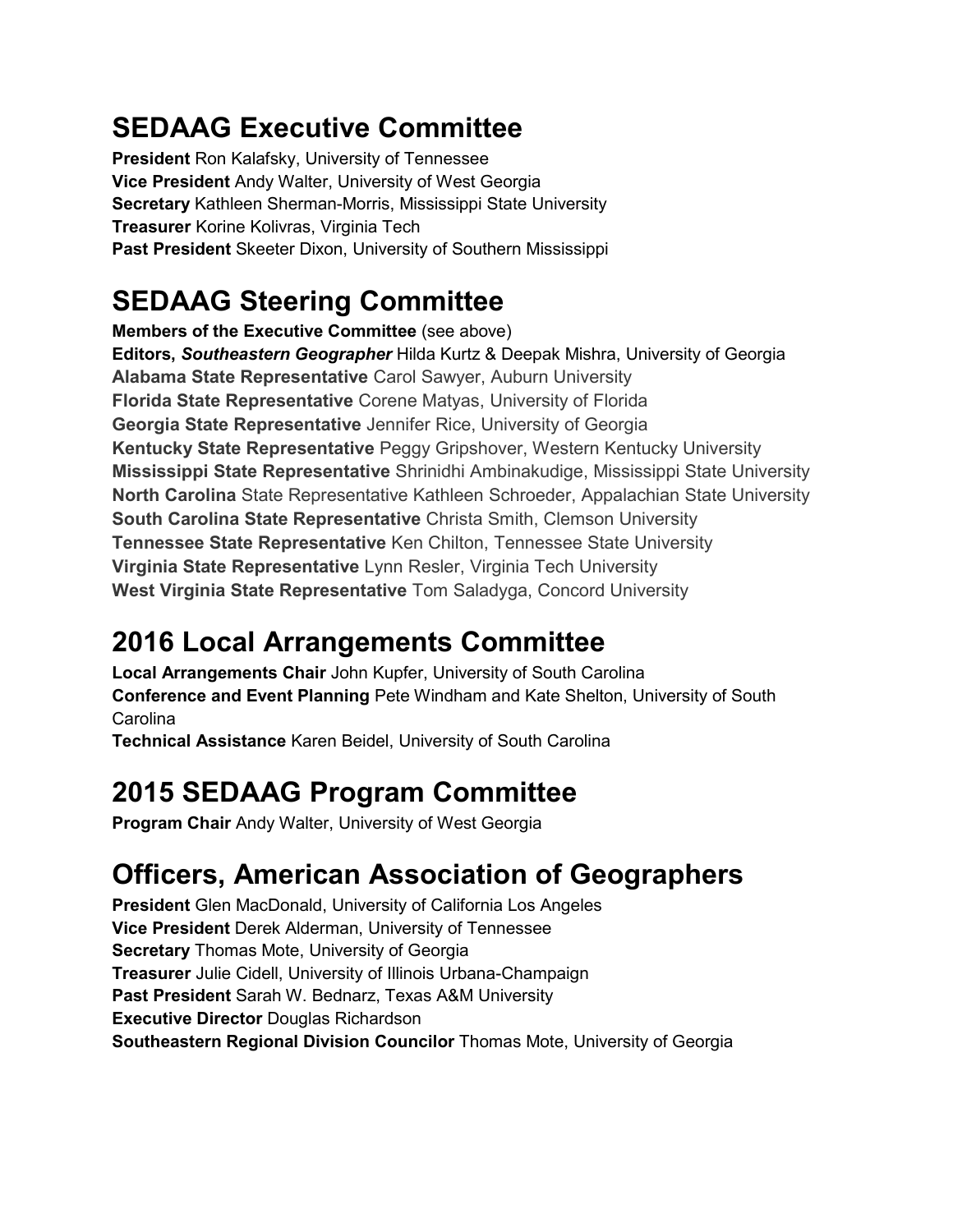## SEDAAG Executive Committee

**President** Ron Kalafsky, University of Tennessee
**Vice President** Andy Walter, University of West Georgia
**Secretary** Kathleen Sherman-Morris, Mississippi State University
**Treasurer** Korine Kolivras, Virginia Tech
**Past President** Skeeter Dixon, University of Southern Mississippi

## SEDAAG Steering Committee

**Members of the Executive Committee** (see above)
**Editors, *Southeastern Geographer*** Hilda Kurtz & Deepak Mishra, University of Georgia
**Alabama State Representative** Carol Sawyer, Auburn University
**Florida State Representative** Corene Matyas, University of Florida
**Georgia State Representative** Jennifer Rice, University of Georgia
**Kentucky State Representative** Peggy Gripshover, Western Kentucky University
**Mississippi State Representative** Shrinidhi Ambinakudige, Mississippi State University
**North Carolina** State Representative Kathleen Schroeder, Appalachian State University
**South Carolina State Representative** Christa Smith, Clemson University
**Tennessee State Representative** Ken Chilton, Tennessee State University
**Virginia State Representative** Lynn Resler, Virginia Tech University
**West Virginia State Representative** Tom Saladyga, Concord University

## 2016 Local Arrangements Committee

**Local Arrangements Chair** John Kupfer, University of South Carolina
**Conference and Event Planning** Pete Windham and Kate Shelton, University of South Carolina
**Technical Assistance** Karen Beidel, University of South Carolina

## 2015 SEDAAG Program Committee

**Program Chair** Andy Walter, University of West Georgia

## Officers, American Association of Geographers

**President** Glen MacDonald, University of California Los Angeles
**Vice President** Derek Alderman, University of Tennessee
**Secretary** Thomas Mote, University of Georgia
**Treasurer** Julie Cidell, University of Illinois Urbana-Champaign
**Past President** Sarah W. Bednarz, Texas A&M University
**Executive Director** Douglas Richardson
**Southeastern Regional Division Councilor** Thomas Mote, University of Georgia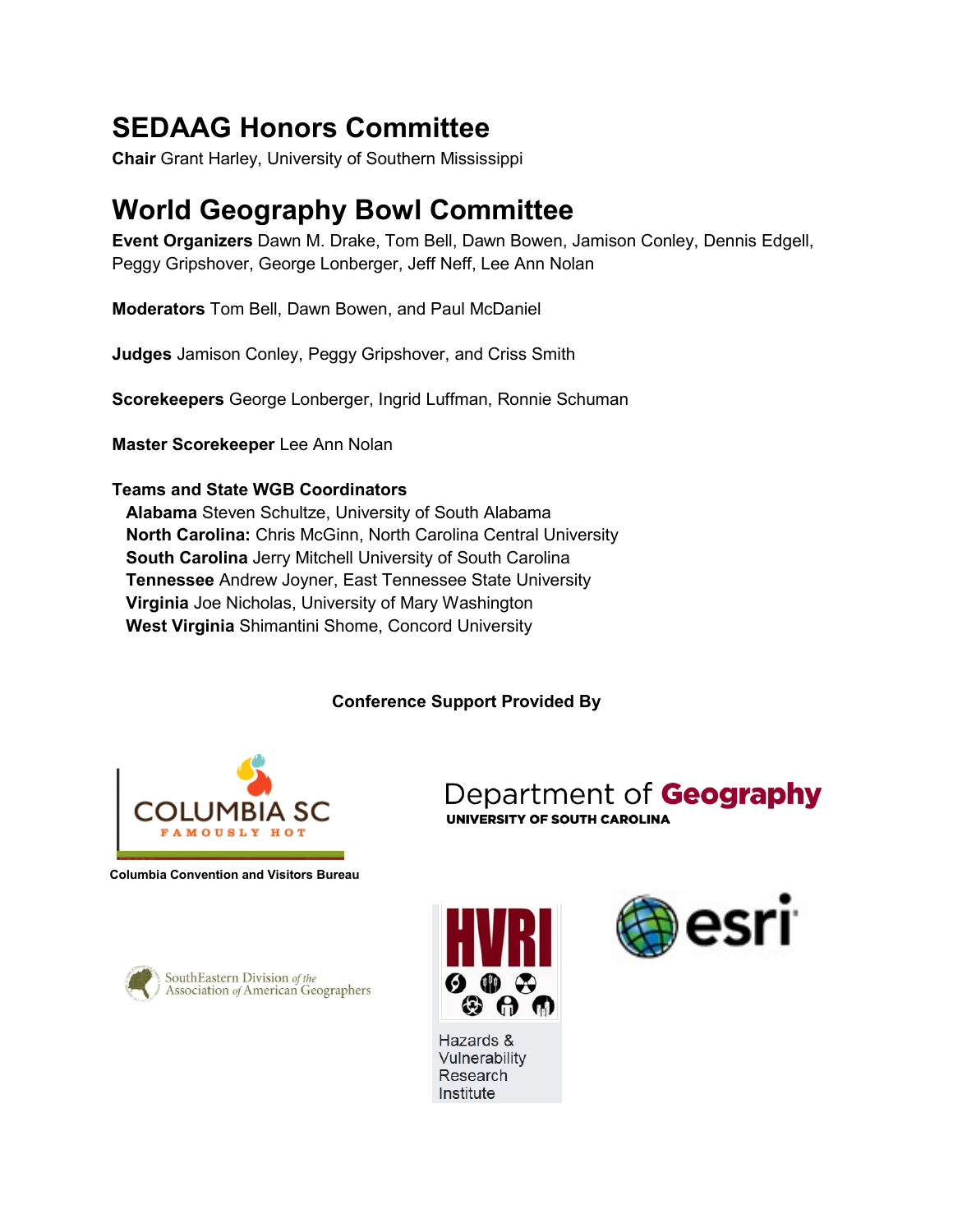## SEDAAG Honors Committee

**Chair** Grant Harley, University of Southern Mississippi

## World Geography Bowl Committee

**Event Organizers** Dawn M. Drake, Tom Bell, Dawn Bowen, Jamison Conley, Dennis Edgell, Peggy Gripshover, George Lonberger, Jeff Neff, Lee Ann Nolan

**Moderators** Tom Bell, Dawn Bowen, and Paul McDaniel

**Judges** Jamison Conley, Peggy Gripshover, and Criss Smith

**Scorekeepers** George Lonberger, Ingrid Luffman, Ronnie Schuman

**Master Scorekeeper** Lee Ann Nolan

**Teams and State WGB Coordinators**

- **Alabama** Steven Schultze, University of South Alabama
- **North Carolina:** Chris McGinn, North Carolina Central University
- **South Carolina** Jerry Mitchell University of South Carolina
- **Tennessee** Andrew Joyner, East Tennessee State University
- **Virginia** Joe Nicholas, University of Mary Washington
- **West Virginia** Shimantini Shome, Concord University

**Conference Support Provided By**

COLUMBIA SC FAMOUSLY HOT

Columbia Convention and Visitors Bureau

Department of Geography UNIVERSITY OF SOUTH CAROLINA

SouthEastern Division of the Association of American Geographers

HVRI Hazards & Vulnerability Research Institute

esri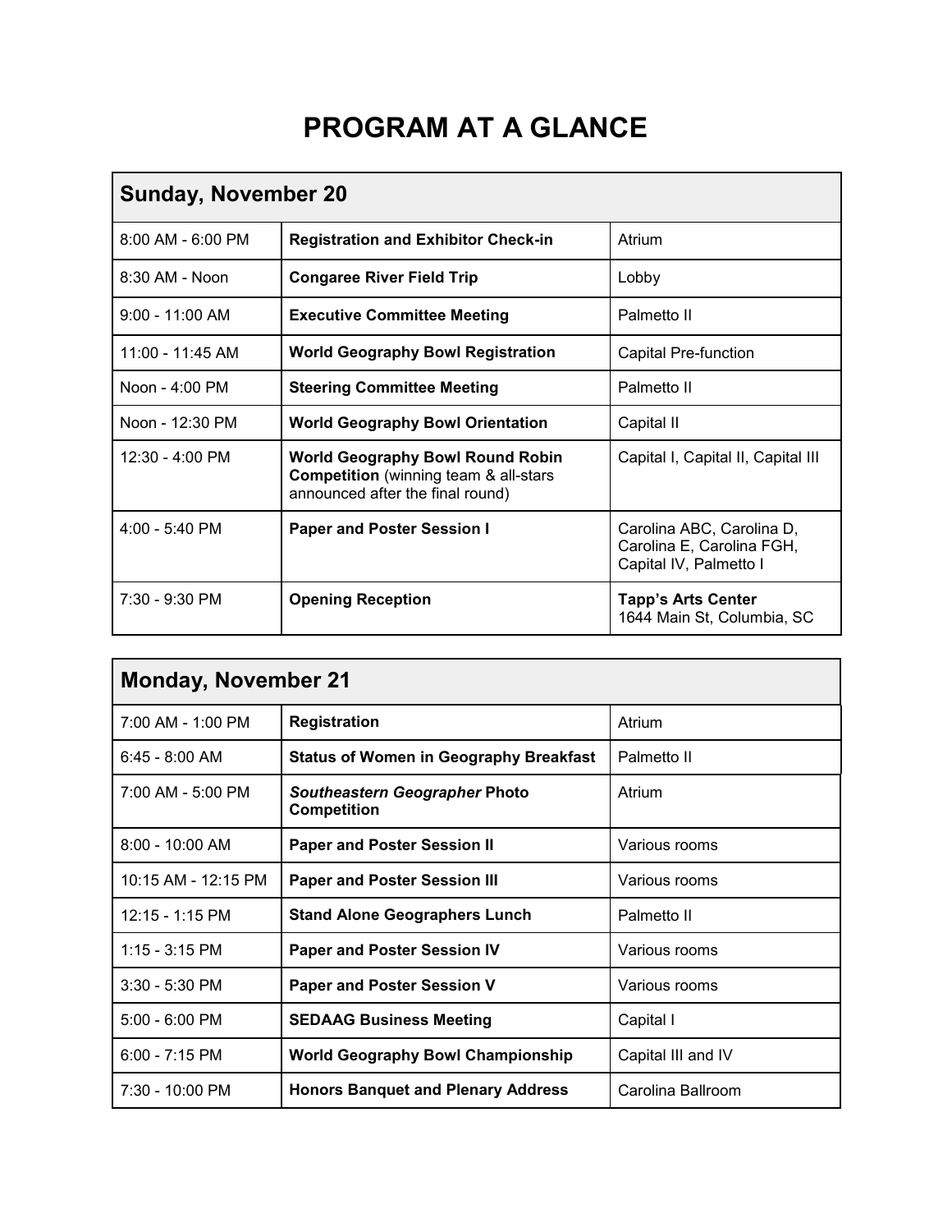# PROGRAM AT A GLANCE

| Sunday, November 20 | | |
|---|---|---|
| 8:00 AM - 6:00 PM | **Registration and Exhibitor Check-in** | Atrium |
| 8:30 AM - Noon | **Congaree River Field Trip** | Lobby |
| 9:00 - 11:00 AM | **Executive Committee Meeting** | Palmetto II |
| 11:00 - 11:45 AM | **World Geography Bowl Registration** | Capital Pre-function |
| Noon - 4:00 PM | **Steering Committee Meeting** | Palmetto II |
| Noon - 12:30 PM | **World Geography Bowl Orientation** | Capital II |
| 12:30 - 4:00 PM | **World Geography Bowl Round Robin Competition** (winning team & all-stars announced after the final round) | Capital I, Capital II, Capital III |
| 4:00 - 5:40 PM | **Paper and Poster Session I** | Carolina ABC, Carolina D, Carolina E, Carolina FGH, Capital IV, Palmetto I |
| 7:30 - 9:30 PM | **Opening Reception** | **Tapp's Arts Center** 1644 Main St, Columbia, SC |

| Monday, November 21 | | |
|---|---|---|
| 7:00 AM - 1:00 PM | **Registration** | Atrium |
| 6:45 - 8:00 AM | **Status of Women in Geography Breakfast** | Palmetto II |
| 7:00 AM - 5:00 PM | ***Southeastern Geographer* Photo Competition** | Atrium |
| 8:00 - 10:00 AM | **Paper and Poster Session II** | Various rooms |
| 10:15 AM - 12:15 PM | **Paper and Poster Session III** | Various rooms |
| 12:15 - 1:15 PM | **Stand Alone Geographers Lunch** | Palmetto II |
| 1:15 - 3:15 PM | **Paper and Poster Session IV** | Various rooms |
| 3:30 - 5:30 PM | **Paper and Poster Session V** | Various rooms |
| 5:00 - 6:00 PM | **SEDAAG Business Meeting** | Capital I |
| 6:00 - 7:15 PM | **World Geography Bowl Championship** | Capital III and IV |
| 7:30 - 10:00 PM | **Honors Banquet and Plenary Address** | Carolina Ballroom |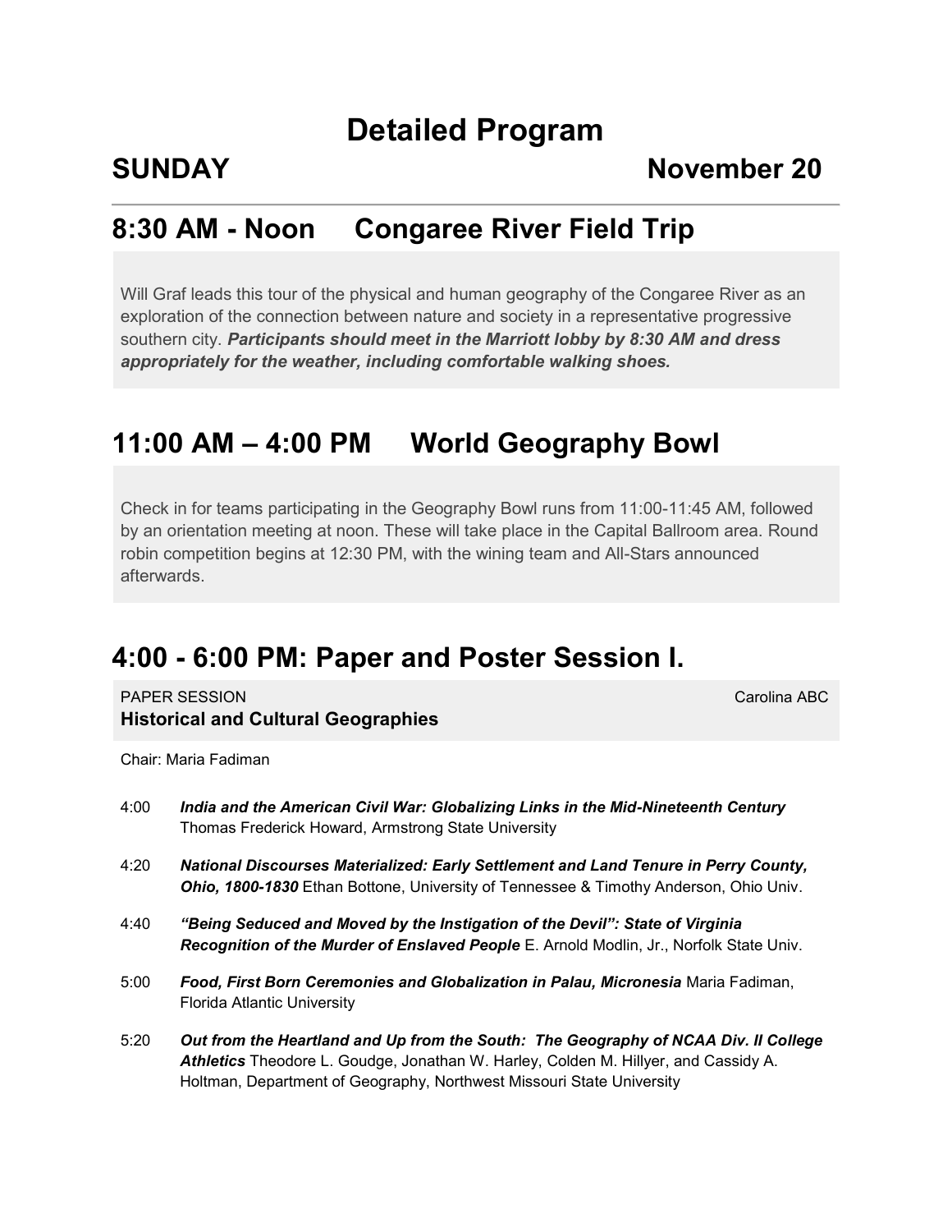# Detailed Program

## SUNDAY November 20

## 8:30 AM - Noon Congaree River Field Trip

Will Graf leads this tour of the physical and human geography of the Congaree River as an exploration of the connection between nature and society in a representative progressive southern city. ***Participants should meet in the Marriott lobby by 8:30 AM and dress appropriately for the weather, including comfortable walking shoes.***

## 11:00 AM – 4:00 PM World Geography Bowl

Check in for teams participating in the Geography Bowl runs from 11:00-11:45 AM, followed by an orientation meeting at noon. These will take place in the Capital Ballroom area. Round robin competition begins at 12:30 PM, with the wining team and All-Stars announced afterwards.

## 4:00 - 6:00 PM: Paper and Poster Session I.

PAPER SESSION — Carolina ABC

**Historical and Cultural Geographies**

Chair: Maria Fadiman

4:00 ***India and the American Civil War: Globalizing Links in the Mid-Nineteenth Century*** Thomas Frederick Howard, Armstrong State University

4:20 ***National Discourses Materialized: Early Settlement and Land Tenure in Perry County, Ohio, 1800-1830*** Ethan Bottone, University of Tennessee & Timothy Anderson, Ohio Univ.

4:40 ***"Being Seduced and Moved by the Instigation of the Devil": State of Virginia Recognition of the Murder of Enslaved People*** E. Arnold Modlin, Jr., Norfolk State Univ.

5:00 ***Food, First Born Ceremonies and Globalization in Palau, Micronesia*** Maria Fadiman, Florida Atlantic University

5:20 ***Out from the Heartland and Up from the South: The Geography of NCAA Div. II College Athletics*** Theodore L. Goudge, Jonathan W. Harley, Colden M. Hillyer, and Cassidy A. Holtman, Department of Geography, Northwest Missouri State University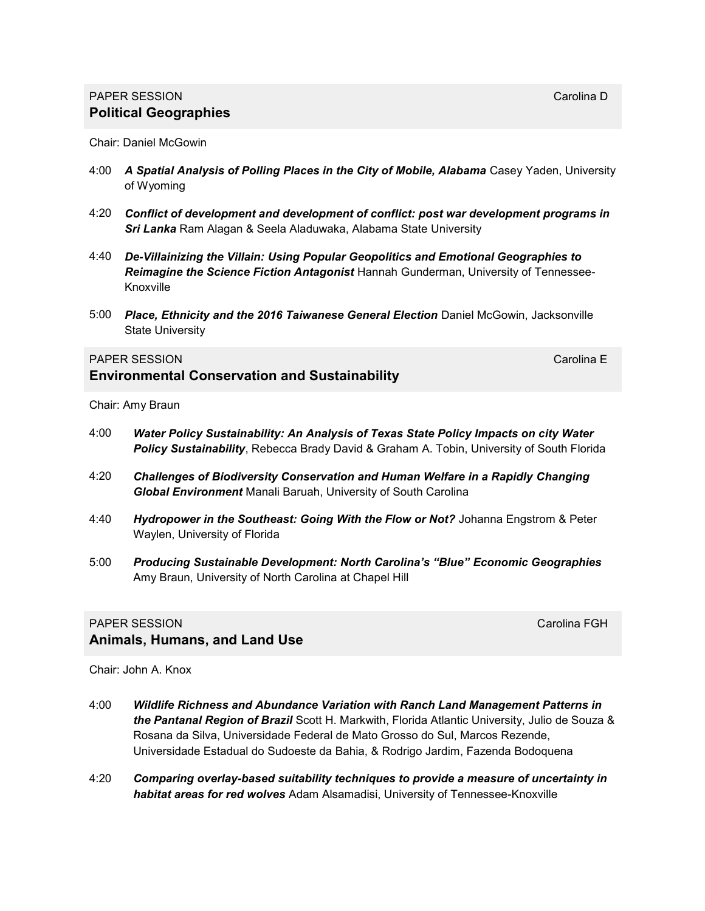PAPER SESSION Carolina D

## Political Geographies

Chair: Daniel McGowin

- 4:00 ***A Spatial Analysis of Polling Places in the City of Mobile, Alabama*** Casey Yaden, University of Wyoming
- 4:20 ***Conflict of development and development of conflict: post war development programs in Sri Lanka*** Ram Alagan & Seela Aladuwaka, Alabama State University
- 4:40 ***De-Villainizing the Villain: Using Popular Geopolitics and Emotional Geographies to Reimagine the Science Fiction Antagonist*** Hannah Gunderman, University of Tennessee-Knoxville
- 5:00 ***Place, Ethnicity and the 2016 Taiwanese General Election*** Daniel McGowin, Jacksonville State University

PAPER SESSION Carolina E

## Environmental Conservation and Sustainability

Chair: Amy Braun

- 4:00 ***Water Policy Sustainability: An Analysis of Texas State Policy Impacts on city Water Policy Sustainability***, Rebecca Brady David & Graham A. Tobin, University of South Florida
- 4:20 ***Challenges of Biodiversity Conservation and Human Welfare in a Rapidly Changing Global Environment*** Manali Baruah, University of South Carolina
- 4:40 ***Hydropower in the Southeast: Going With the Flow or Not?*** Johanna Engstrom & Peter Waylen, University of Florida
- 5:00 ***Producing Sustainable Development: North Carolina's "Blue" Economic Geographies*** Amy Braun, University of North Carolina at Chapel Hill

PAPER SESSION Carolina FGH

## Animals, Humans, and Land Use

Chair: John A. Knox

- 4:00 ***Wildlife Richness and Abundance Variation with Ranch Land Management Patterns in the Pantanal Region of Brazil*** Scott H. Markwith, Florida Atlantic University, Julio de Souza & Rosana da Silva, Universidade Federal de Mato Grosso do Sul, Marcos Rezende, Universidade Estadual do Sudoeste da Bahia, & Rodrigo Jardim, Fazenda Bodoquena
- 4:20 ***Comparing overlay-based suitability techniques to provide a measure of uncertainty in habitat areas for red wolves*** Adam Alsamadisi, University of Tennessee-Knoxville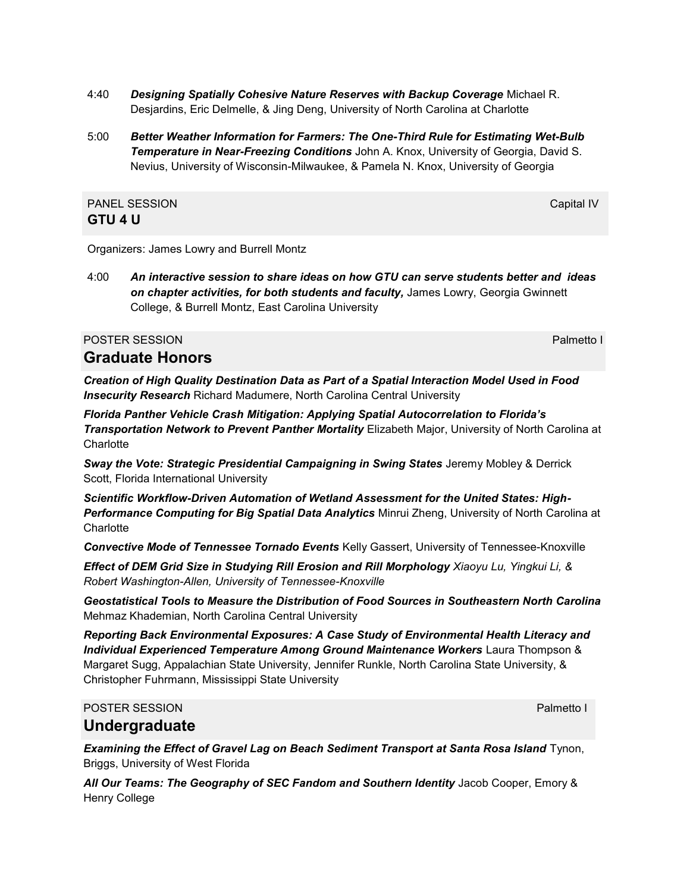4:40 ***Designing Spatially Cohesive Nature Reserves with Backup Coverage*** Michael R. Desjardins, Eric Delmelle, & Jing Deng, University of North Carolina at Charlotte

5:00 ***Better Weather Information for Farmers: The One-Third Rule for Estimating Wet-Bulb Temperature in Near-Freezing Conditions*** John A. Knox, University of Georgia, David S. Nevius, University of Wisconsin-Milwaukee, & Pamela N. Knox, University of Georgia

PANEL SESSION Capital IV

## GTU 4 U

Organizers: James Lowry and Burrell Montz

4:00 ***An interactive session to share ideas on how GTU can serve students better and ideas on chapter activities, for both students and faculty,*** James Lowry, Georgia Gwinnett College, & Burrell Montz, East Carolina University

POSTER SESSION Palmetto I

## Graduate Honors

***Creation of High Quality Destination Data as Part of a Spatial Interaction Model Used in Food Insecurity Research*** Richard Madumere, North Carolina Central University

***Florida Panther Vehicle Crash Mitigation: Applying Spatial Autocorrelation to Florida's Transportation Network to Prevent Panther Mortality*** Elizabeth Major, University of North Carolina at Charlotte

***Sway the Vote: Strategic Presidential Campaigning in Swing States*** Jeremy Mobley & Derrick Scott, Florida International University

***Scientific Workflow-Driven Automation of Wetland Assessment for the United States: High-Performance Computing for Big Spatial Data Analytics*** Minrui Zheng, University of North Carolina at Charlotte

***Convective Mode of Tennessee Tornado Events*** Kelly Gassert, University of Tennessee-Knoxville

***Effect of DEM Grid Size in Studying Rill Erosion and Rill Morphology*** *Xiaoyu Lu, Yingkui Li, & Robert Washington-Allen, University of Tennessee-Knoxville*

***Geostatistical Tools to Measure the Distribution of Food Sources in Southeastern North Carolina*** Mehmaz Khademian, North Carolina Central University

***Reporting Back Environmental Exposures: A Case Study of Environmental Health Literacy and Individual Experienced Temperature Among Ground Maintenance Workers*** Laura Thompson & Margaret Sugg, Appalachian State University, Jennifer Runkle, North Carolina State University, & Christopher Fuhrmann, Mississippi State University

POSTER SESSION Palmetto I

## Undergraduate

***Examining the Effect of Gravel Lag on Beach Sediment Transport at Santa Rosa Island*** Tynon, Briggs, University of West Florida

***All Our Teams: The Geography of SEC Fandom and Southern Identity*** Jacob Cooper, Emory & Henry College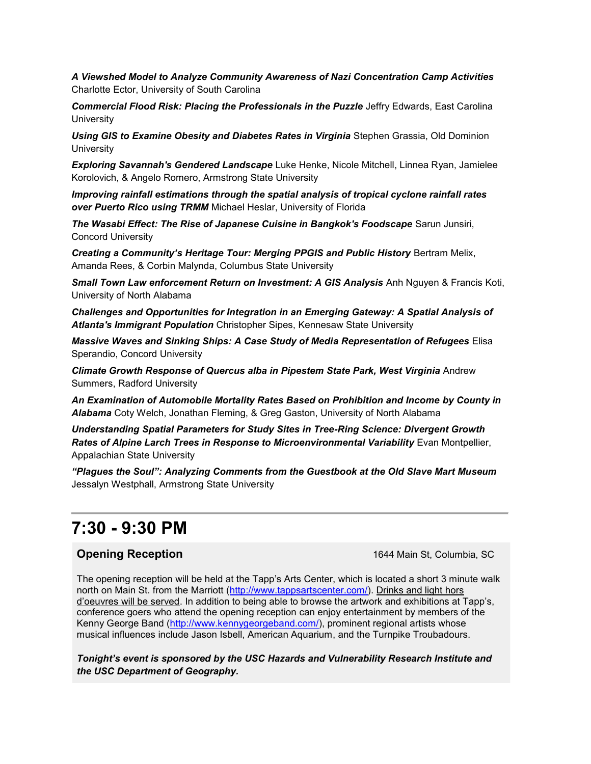***A Viewshed Model to Analyze Community Awareness of Nazi Concentration Camp Activities*** Charlotte Ector, University of South Carolina

***Commercial Flood Risk: Placing the Professionals in the Puzzle*** Jeffry Edwards, East Carolina University

***Using GIS to Examine Obesity and Diabetes Rates in Virginia*** Stephen Grassia, Old Dominion University

***Exploring Savannah's Gendered Landscape*** Luke Henke, Nicole Mitchell, Linnea Ryan, Jamielee Korolovich, & Angelo Romero, Armstrong State University

***Improving rainfall estimations through the spatial analysis of tropical cyclone rainfall rates over Puerto Rico using TRMM*** Michael Heslar, University of Florida

***The Wasabi Effect: The Rise of Japanese Cuisine in Bangkok's Foodscape*** Sarun Junsiri, Concord University

***Creating a Community's Heritage Tour: Merging PPGIS and Public History*** Bertram Melix, Amanda Rees, & Corbin Malynda, Columbus State University

***Small Town Law enforcement Return on Investment: A GIS Analysis*** Anh Nguyen & Francis Koti, University of North Alabama

***Challenges and Opportunities for Integration in an Emerging Gateway: A Spatial Analysis of Atlanta's Immigrant Population*** Christopher Sipes, Kennesaw State University

***Massive Waves and Sinking Ships: A Case Study of Media Representation of Refugees*** Elisa Sperandio, Concord University

***Climate Growth Response of Quercus alba in Pipestem State Park, West Virginia*** Andrew Summers, Radford University

***An Examination of Automobile Mortality Rates Based on Prohibition and Income by County in Alabama*** Coty Welch, Jonathan Fleming, & Greg Gaston, University of North Alabama

***Understanding Spatial Parameters for Study Sites in Tree-Ring Science: Divergent Growth Rates of Alpine Larch Trees in Response to Microenvironmental Variability*** Evan Montpellier, Appalachian State University

***"Plagues the Soul": Analyzing Comments from the Guestbook at the Old Slave Mart Museum*** Jessalyn Westphall, Armstrong State University

---

# 7:30 - 9:30 PM

## Opening Reception

1644 Main St, Columbia, SC

The opening reception will be held at the Tapp's Arts Center, which is located a short 3 minute walk north on Main St. from the Marriott (http://www.tappsartscenter.com/). Drinks and light hors d'oeuvres will be served. In addition to being able to browse the artwork and exhibitions at Tapp's, conference goers who attend the opening reception can enjoy entertainment by members of the Kenny George Band (http://www.kennygeorgeband.com/), prominent regional artists whose musical influences include Jason Isbell, American Aquarium, and the Turnpike Troubadours.

***Tonight's event is sponsored by the USC Hazards and Vulnerability Research Institute and the USC Department of Geography.***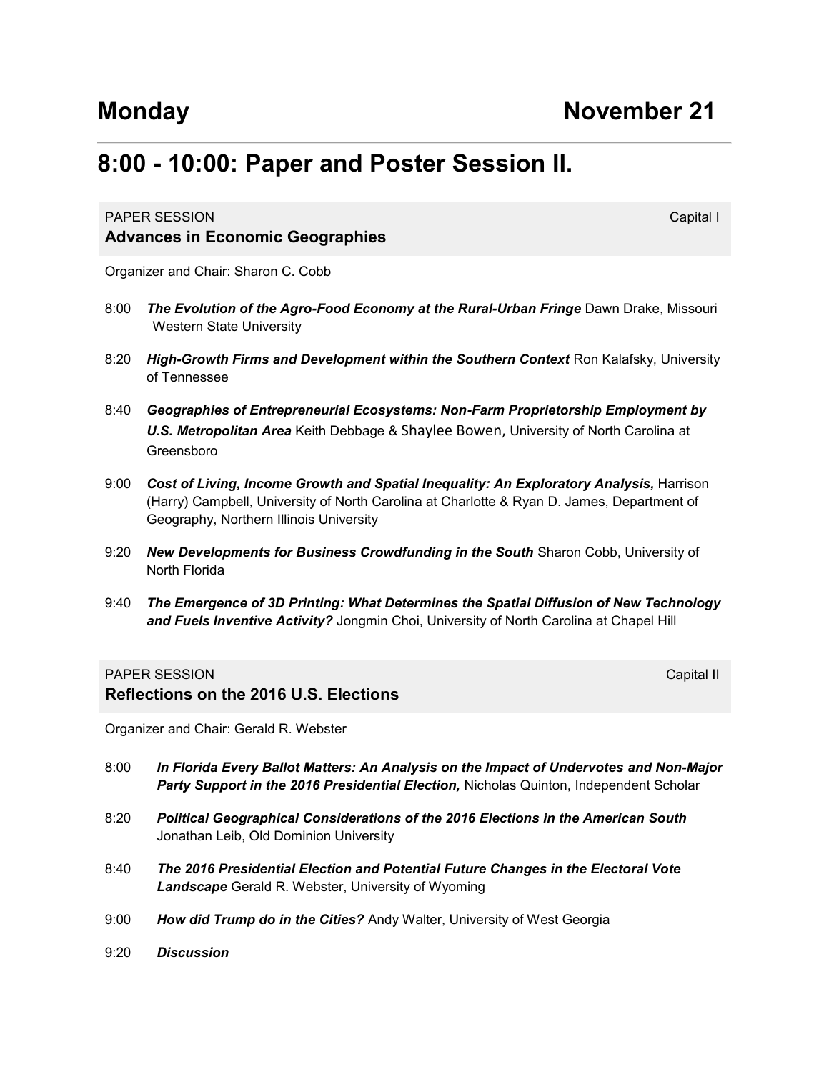# Monday November 21

## 8:00 - 10:00: Paper and Poster Session II.

PAPER SESSION — Capital I

### Advances in Economic Geographies

Organizer and Chair: Sharon C. Cobb

8:00 ***The Evolution of the Agro-Food Economy at the Rural-Urban Fringe*** Dawn Drake, Missouri Western State University

8:20 ***High-Growth Firms and Development within the Southern Context*** Ron Kalafsky, University of Tennessee

8:40 ***Geographies of Entrepreneurial Ecosystems: Non-Farm Proprietorship Employment by U.S. Metropolitan Area*** Keith Debbage & Shaylee Bowen, University of North Carolina at Greensboro

9:00 ***Cost of Living, Income Growth and Spatial Inequality: An Exploratory Analysis,*** Harrison (Harry) Campbell, University of North Carolina at Charlotte & Ryan D. James, Department of Geography, Northern Illinois University

9:20 ***New Developments for Business Crowdfunding in the South*** Sharon Cobb, University of North Florida

9:40 ***The Emergence of 3D Printing: What Determines the Spatial Diffusion of New Technology and Fuels Inventive Activity?*** Jongmin Choi, University of North Carolina at Chapel Hill

PAPER SESSION — Capital II

### Reflections on the 2016 U.S. Elections

Organizer and Chair: Gerald R. Webster

8:00 ***In Florida Every Ballot Matters: An Analysis on the Impact of Undervotes and Non-Major Party Support in the 2016 Presidential Election,*** Nicholas Quinton, Independent Scholar

8:20 ***Political Geographical Considerations of the 2016 Elections in the American South*** Jonathan Leib, Old Dominion University

8:40 ***The 2016 Presidential Election and Potential Future Changes in the Electoral Vote Landscape*** Gerald R. Webster, University of Wyoming

9:00 ***How did Trump do in the Cities?*** Andy Walter, University of West Georgia

9:20 ***Discussion***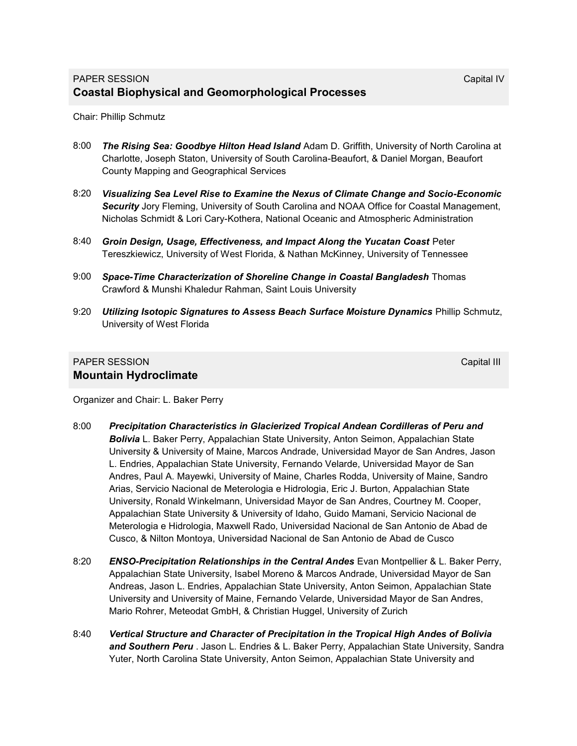PAPER SESSION Capital IV

## Coastal Biophysical and Geomorphological Processes

Chair: Phillip Schmutz

8:00 ***The Rising Sea: Goodbye Hilton Head Island*** Adam D. Griffith, University of North Carolina at Charlotte, Joseph Staton, University of South Carolina-Beaufort, & Daniel Morgan, Beaufort County Mapping and Geographical Services

8:20 ***Visualizing Sea Level Rise to Examine the Nexus of Climate Change and Socio-Economic Security*** Jory Fleming, University of South Carolina and NOAA Office for Coastal Management, Nicholas Schmidt & Lori Cary-Kothera, National Oceanic and Atmospheric Administration

8:40 ***Groin Design, Usage, Effectiveness, and Impact Along the Yucatan Coast*** Peter Tereszkiewicz, University of West Florida, & Nathan McKinney, University of Tennessee

9:00 ***Space-Time Characterization of Shoreline Change in Coastal Bangladesh*** Thomas Crawford & Munshi Khaledur Rahman, Saint Louis University

9:20 ***Utilizing Isotopic Signatures to Assess Beach Surface Moisture Dynamics*** Phillip Schmutz, University of West Florida

PAPER SESSION Capital III

## Mountain Hydroclimate

Organizer and Chair: L. Baker Perry

8:00 ***Precipitation Characteristics in Glacierized Tropical Andean Cordilleras of Peru and Bolivia*** L. Baker Perry, Appalachian State University, Anton Seimon, Appalachian State University & University of Maine, Marcos Andrade, Universidad Mayor de San Andres, Jason L. Endries, Appalachian State University, Fernando Velarde, Universidad Mayor de San Andres, Paul A. Mayewki, University of Maine, Charles Rodda, University of Maine, Sandro Arias, Servicio Nacional de Meterologia e Hidrologia, Eric J. Burton, Appalachian State University, Ronald Winkelmann, Universidad Mayor de San Andres, Courtney M. Cooper, Appalachian State University & University of Idaho, Guido Mamani, Servicio Nacional de Meterologia e Hidrologia, Maxwell Rado, Universidad Nacional de San Antonio de Abad de Cusco, & Nilton Montoya, Universidad Nacional de San Antonio de Abad de Cusco

8:20 ***ENSO-Precipitation Relationships in the Central Andes*** Evan Montpellier & L. Baker Perry, Appalachian State University, Isabel Moreno & Marcos Andrade, Universidad Mayor de San Andreas, Jason L. Endries, Appalachian State University, Anton Seimon, Appalachian State University and University of Maine, Fernando Velarde, Universidad Mayor de San Andres, Mario Rohrer, Meteodat GmbH, & Christian Huggel, University of Zurich

8:40 ***Vertical Structure and Character of Precipitation in the Tropical High Andes of Bolivia and Southern Peru*** . Jason L. Endries & L. Baker Perry, Appalachian State University, Sandra Yuter, North Carolina State University, Anton Seimon, Appalachian State University and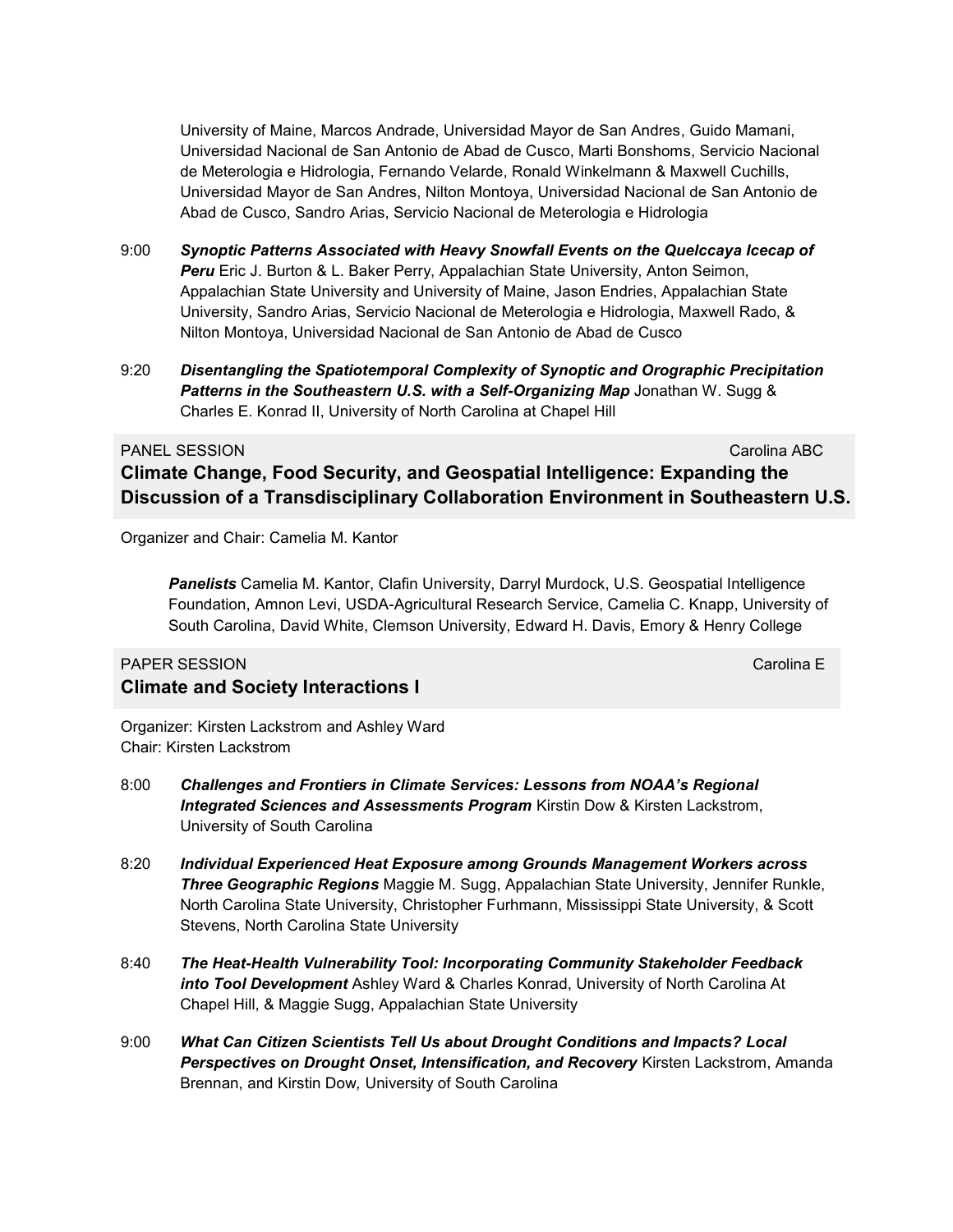University of Maine, Marcos Andrade, Universidad Mayor de San Andres, Guido Mamani, Universidad Nacional de San Antonio de Abad de Cusco, Marti Bonshoms, Servicio Nacional de Meterologia e Hidrologia, Fernando Velarde, Ronald Winkelmann & Maxwell Cuchills, Universidad Mayor de San Andres, Nilton Montoya, Universidad Nacional de San Antonio de Abad de Cusco, Sandro Arias, Servicio Nacional de Meterologia e Hidrologia

9:00 ***Synoptic Patterns Associated with Heavy Snowfall Events on the Quelccaya Icecap of Peru*** Eric J. Burton & L. Baker Perry, Appalachian State University, Anton Seimon, Appalachian State University and University of Maine, Jason Endries, Appalachian State University, Sandro Arias, Servicio Nacional de Meterologia e Hidrologia, Maxwell Rado, & Nilton Montoya, Universidad Nacional de San Antonio de Abad de Cusco

9:20 ***Disentangling the Spatiotemporal Complexity of Synoptic and Orographic Precipitation Patterns in the Southeastern U.S. with a Self-Organizing Map*** Jonathan W. Sugg & Charles E. Konrad II, University of North Carolina at Chapel Hill

PANEL SESSION — Carolina ABC

**Climate Change, Food Security, and Geospatial Intelligence: Expanding the Discussion of a Transdisciplinary Collaboration Environment in Southeastern U.S.**

Organizer and Chair: Camelia M. Kantor

***Panelists*** Camelia M. Kantor, Clafin University, Darryl Murdock, U.S. Geospatial Intelligence Foundation, Amnon Levi, USDA-Agricultural Research Service, Camelia C. Knapp, University of South Carolina, David White, Clemson University, Edward H. Davis, Emory & Henry College

PAPER SESSION — Carolina E

**Climate and Society Interactions I**

Organizer: Kirsten Lackstrom and Ashley Ward
Chair: Kirsten Lackstrom

8:00 ***Challenges and Frontiers in Climate Services: Lessons from NOAA's Regional Integrated Sciences and Assessments Program*** Kirstin Dow & Kirsten Lackstrom, University of South Carolina

8:20 ***Individual Experienced Heat Exposure among Grounds Management Workers across Three Geographic Regions*** Maggie M. Sugg, Appalachian State University, Jennifer Runkle, North Carolina State University, Christopher Furhmann, Mississippi State University, & Scott Stevens, North Carolina State University

8:40 ***The Heat-Health Vulnerability Tool: Incorporating Community Stakeholder Feedback into Tool Development*** Ashley Ward & Charles Konrad, University of North Carolina At Chapel Hill, & Maggie Sugg, Appalachian State University

9:00 ***What Can Citizen Scientists Tell Us about Drought Conditions and Impacts? Local Perspectives on Drought Onset, Intensification, and Recovery*** Kirsten Lackstrom, Amanda Brennan, and Kirstin Dow*,* University of South Carolina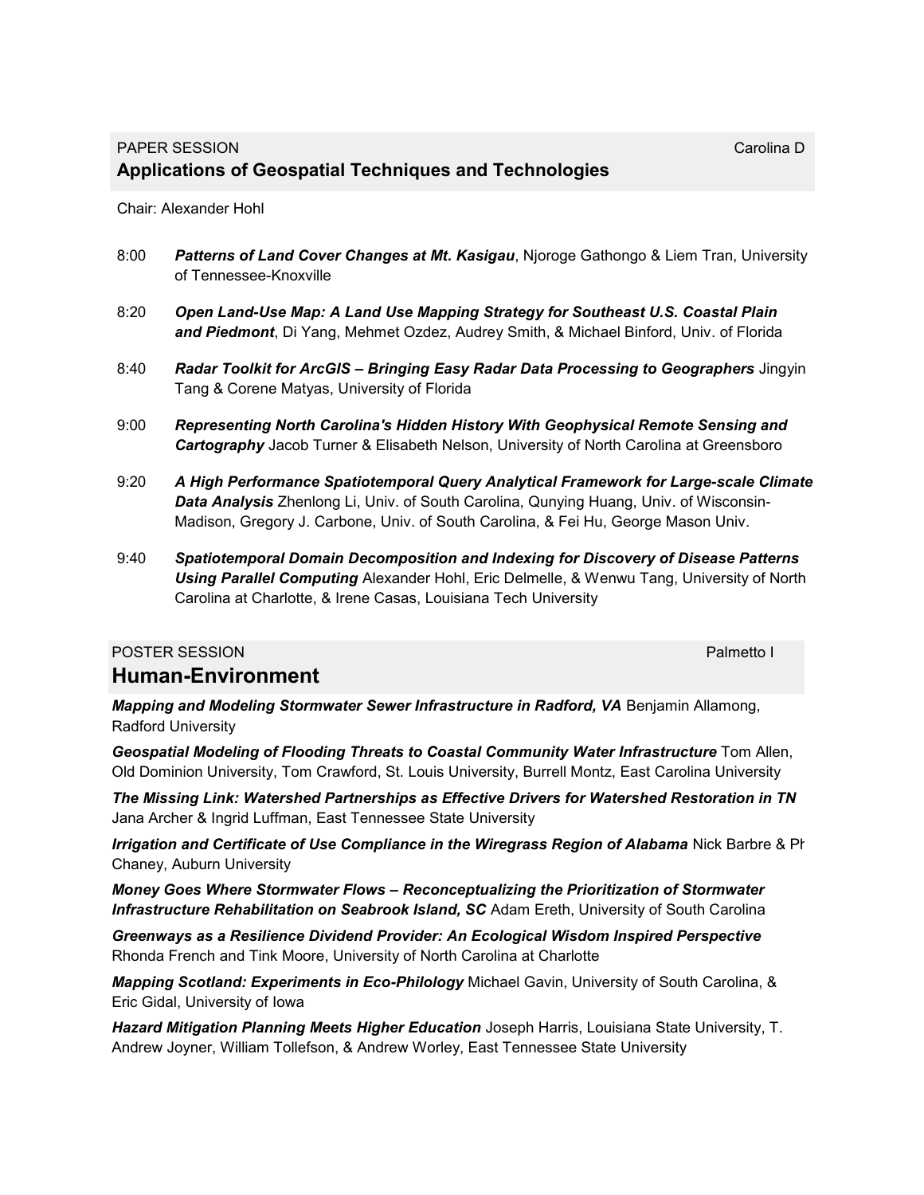PAPER SESSION Carolina D

## Applications of Geospatial Techniques and Technologies

Chair: Alexander Hohl

8:00 ***Patterns of Land Cover Changes at Mt. Kasigau***, Njoroge Gathongo & Liem Tran, University of Tennessee-Knoxville

8:20 ***Open Land-Use Map: A Land Use Mapping Strategy for Southeast U.S. Coastal Plain and Piedmont***, Di Yang, Mehmet Ozdez, Audrey Smith, & Michael Binford, Univ. of Florida

8:40 ***Radar Toolkit for ArcGIS – Bringing Easy Radar Data Processing to Geographers*** Jingyin Tang & Corene Matyas, University of Florida

9:00 ***Representing North Carolina's Hidden History With Geophysical Remote Sensing and Cartography*** Jacob Turner & Elisabeth Nelson, University of North Carolina at Greensboro

9:20 ***A High Performance Spatiotemporal Query Analytical Framework for Large-scale Climate Data Analysis*** Zhenlong Li, Univ. of South Carolina, Qunying Huang, Univ. of Wisconsin-Madison, Gregory J. Carbone, Univ. of South Carolina, & Fei Hu, George Mason Univ.

9:40 ***Spatiotemporal Domain Decomposition and Indexing for Discovery of Disease Patterns Using Parallel Computing*** Alexander Hohl, Eric Delmelle, & Wenwu Tang, University of North Carolina at Charlotte, & Irene Casas, Louisiana Tech University

POSTER SESSION Palmetto I

## Human-Environment

***Mapping and Modeling Stormwater Sewer Infrastructure in Radford, VA*** Benjamin Allamong, Radford University

***Geospatial Modeling of Flooding Threats to Coastal Community Water Infrastructure*** Tom Allen, Old Dominion University, Tom Crawford, St. Louis University, Burrell Montz, East Carolina University

***The Missing Link: Watershed Partnerships as Effective Drivers for Watershed Restoration in TN*** Jana Archer & Ingrid Luffman, East Tennessee State University

***Irrigation and Certificate of Use Compliance in the Wiregrass Region of Alabama*** Nick Barbre & Ph Chaney, Auburn University

***Money Goes Where Stormwater Flows – Reconceptualizing the Prioritization of Stormwater Infrastructure Rehabilitation on Seabrook Island, SC*** Adam Ereth, University of South Carolina

***Greenways as a Resilience Dividend Provider: An Ecological Wisdom Inspired Perspective*** Rhonda French and Tink Moore, University of North Carolina at Charlotte

***Mapping Scotland: Experiments in Eco-Philology*** Michael Gavin, University of South Carolina, & Eric Gidal, University of Iowa

***Hazard Mitigation Planning Meets Higher Education*** Joseph Harris, Louisiana State University, T. Andrew Joyner, William Tollefson, & Andrew Worley, East Tennessee State University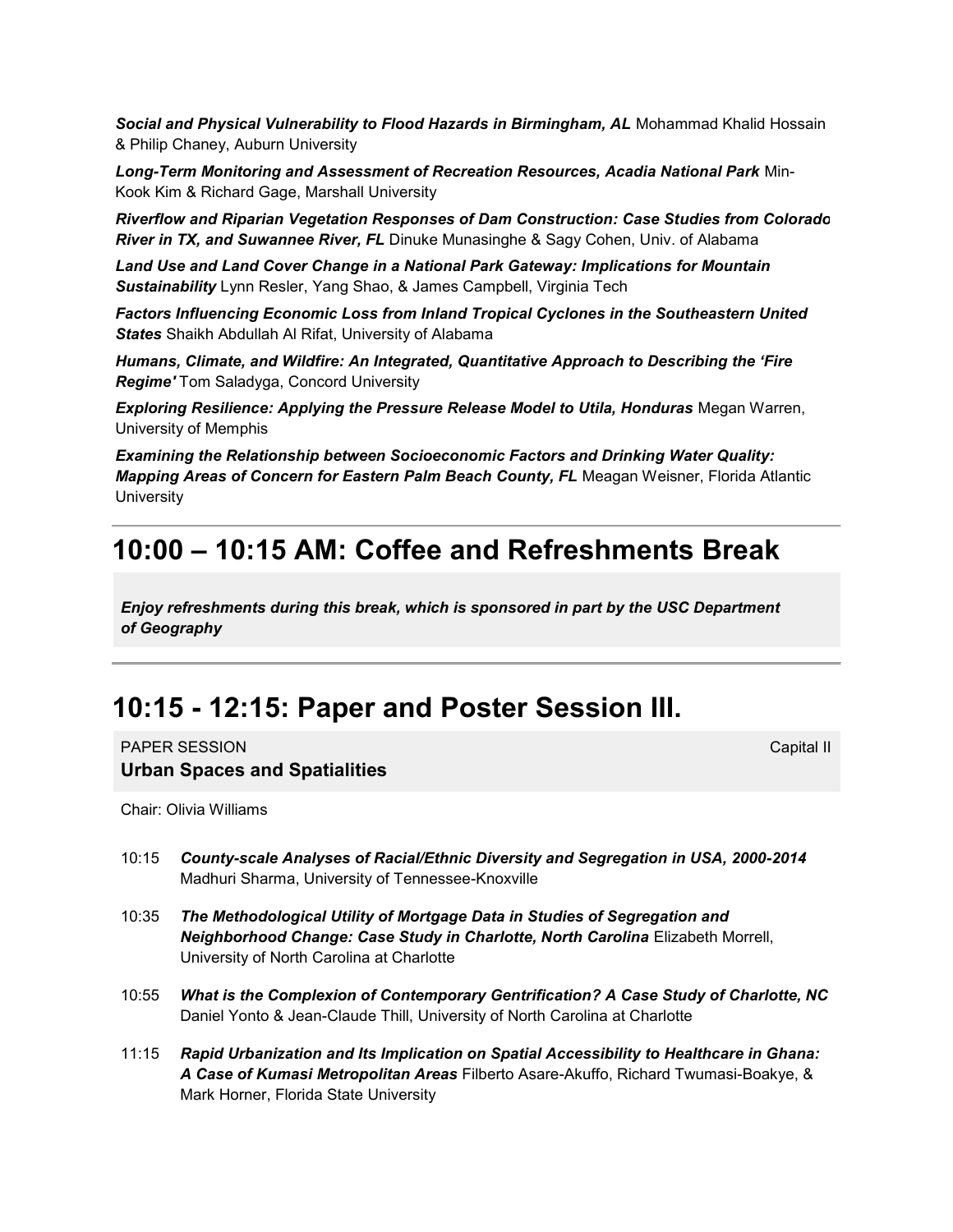***Social and Physical Vulnerability to Flood Hazards in Birmingham, AL*** Mohammad Khalid Hossain & Philip Chaney, Auburn University

***Long-Term Monitoring and Assessment of Recreation Resources, Acadia National Park*** Min-Kook Kim & Richard Gage, Marshall University

***Riverflow and Riparian Vegetation Responses of Dam Construction: Case Studies from Colorado River in TX, and Suwannee River, FL*** Dinuke Munasinghe & Sagy Cohen, Univ. of Alabama

***Land Use and Land Cover Change in a National Park Gateway: Implications for Mountain Sustainability*** Lynn Resler, Yang Shao, & James Campbell, Virginia Tech

***Factors Influencing Economic Loss from Inland Tropical Cyclones in the Southeastern United States*** Shaikh Abdullah Al Rifat, University of Alabama

***Humans, Climate, and Wildfire: An Integrated, Quantitative Approach to Describing the 'Fire Regime'*** Tom Saladyga, Concord University

***Exploring Resilience: Applying the Pressure Release Model to Utila, Honduras*** Megan Warren, University of Memphis

***Examining the Relationship between Socioeconomic Factors and Drinking Water Quality: Mapping Areas of Concern for Eastern Palm Beach County, FL*** Meagan Weisner, Florida Atlantic University

## 10:00 – 10:15 AM: Coffee and Refreshments Break

***Enjoy refreshments during this break, which is sponsored in part by the USC Department of Geography***

## 10:15 - 12:15: Paper and Poster Session III.

PAPER SESSION — Capital II

**Urban Spaces and Spatialities**

Chair: Olivia Williams

10:15 ***County-scale Analyses of Racial/Ethnic Diversity and Segregation in USA, 2000-2014*** Madhuri Sharma, University of Tennessee-Knoxville

10:35 ***The Methodological Utility of Mortgage Data in Studies of Segregation and Neighborhood Change: Case Study in Charlotte, North Carolina*** Elizabeth Morrell, University of North Carolina at Charlotte

10:55 ***What is the Complexion of Contemporary Gentrification? A Case Study of Charlotte, NC*** Daniel Yonto & Jean-Claude Thill, University of North Carolina at Charlotte

11:15 ***Rapid Urbanization and Its Implication on Spatial Accessibility to Healthcare in Ghana: A Case of Kumasi Metropolitan Areas*** Filberto Asare-Akuffo, Richard Twumasi-Boakye, & Mark Horner, Florida State University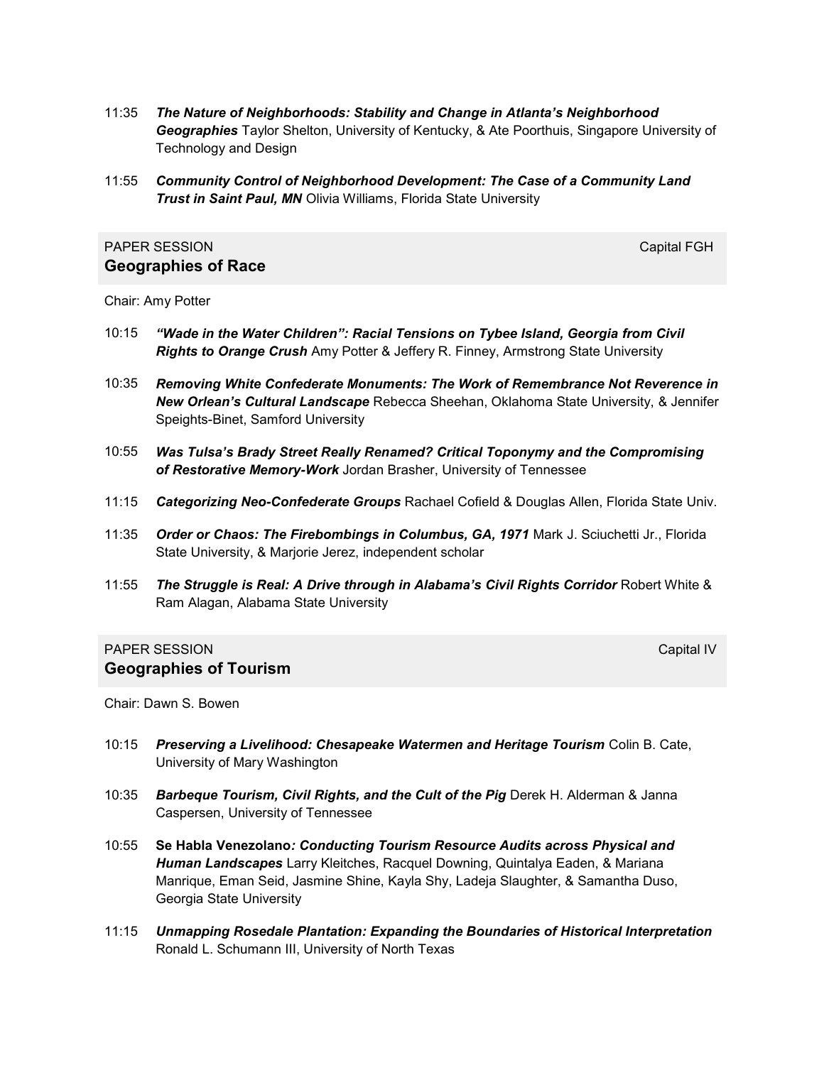11:35 ***The Nature of Neighborhoods: Stability and Change in Atlanta's Neighborhood Geographies*** Taylor Shelton, University of Kentucky, & Ate Poorthuis, Singapore University of Technology and Design

11:55 ***Community Control of Neighborhood Development: The Case of a Community Land Trust in Saint Paul, MN*** Olivia Williams, Florida State University

PAPER SESSION — Capital FGH

## Geographies of Race

Chair: Amy Potter

10:15 ***"Wade in the Water Children": Racial Tensions on Tybee Island, Georgia from Civil Rights to Orange Crush*** Amy Potter & Jeffery R. Finney, Armstrong State University

10:35 ***Removing White Confederate Monuments: The Work of Remembrance Not Reverence in New Orlean's Cultural Landscape*** Rebecca Sheehan, Oklahoma State University, & Jennifer Speights-Binet, Samford University

10:55 ***Was Tulsa's Brady Street Really Renamed? Critical Toponymy and the Compromising of Restorative Memory-Work*** Jordan Brasher, University of Tennessee

11:15 ***Categorizing Neo-Confederate Groups*** Rachael Cofield & Douglas Allen, Florida State Univ.

11:35 ***Order or Chaos: The Firebombings in Columbus, GA, 1971*** Mark J. Sciuchetti Jr., Florida State University, & Marjorie Jerez, independent scholar

11:55 ***The Struggle is Real: A Drive through in Alabama's Civil Rights Corridor*** Robert White & Ram Alagan, Alabama State University

PAPER SESSION — Capital IV

## Geographies of Tourism

Chair: Dawn S. Bowen

10:15 ***Preserving a Livelihood: Chesapeake Watermen and Heritage Tourism*** Colin B. Cate, University of Mary Washington

10:35 ***Barbeque Tourism, Civil Rights, and the Cult of the Pig*** Derek H. Alderman & Janna Caspersen, University of Tennessee

10:55 **Se Habla Venezolano*: Conducting Tourism Resource Audits across Physical and Human Landscapes*** Larry Kleitches, Racquel Downing, Quintalya Eaden, & Mariana Manrique, Eman Seid, Jasmine Shine, Kayla Shy, Ladeja Slaughter, & Samantha Duso, Georgia State University

11:15 ***Unmapping Rosedale Plantation: Expanding the Boundaries of Historical Interpretation*** Ronald L. Schumann III, University of North Texas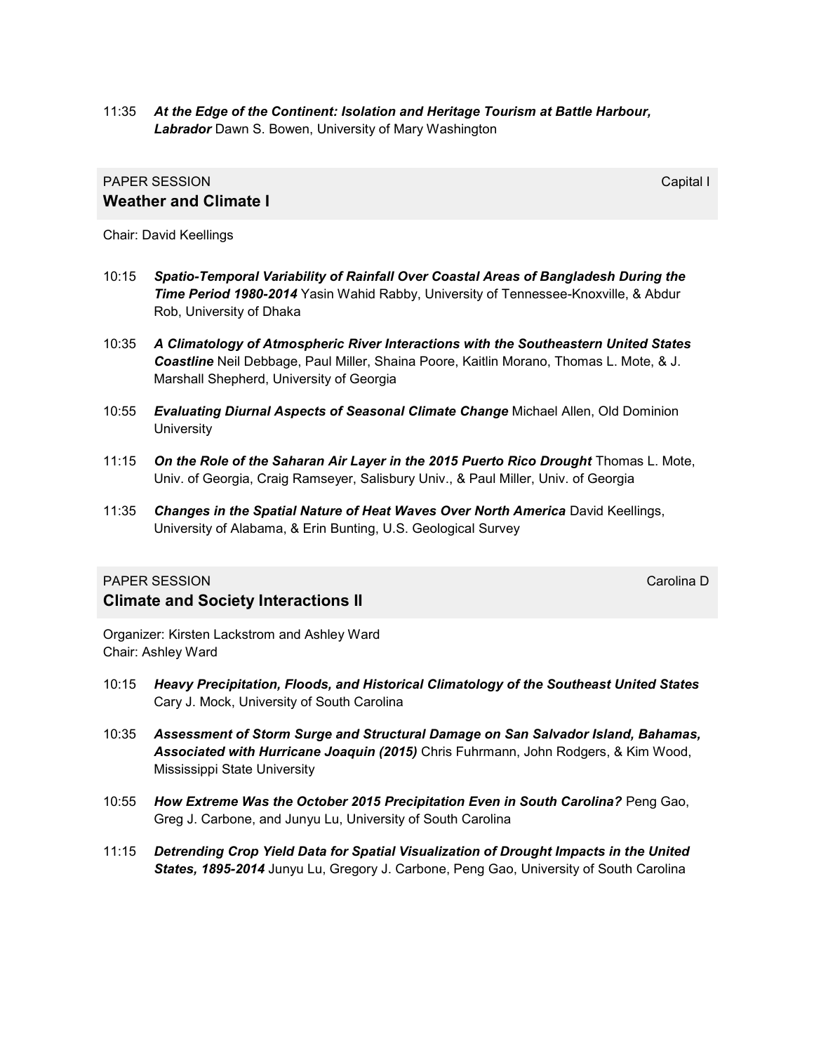11:35 ***At the Edge of the Continent: Isolation and Heritage Tourism at Battle Harbour, Labrador*** Dawn S. Bowen, University of Mary Washington

PAPER SESSION Capital I

## Weather and Climate I

Chair: David Keellings

10:15 ***Spatio-Temporal Variability of Rainfall Over Coastal Areas of Bangladesh During the Time Period 1980-2014*** Yasin Wahid Rabby, University of Tennessee-Knoxville, & Abdur Rob, University of Dhaka

10:35 ***A Climatology of Atmospheric River Interactions with the Southeastern United States Coastline*** Neil Debbage, Paul Miller, Shaina Poore, Kaitlin Morano, Thomas L. Mote, & J. Marshall Shepherd, University of Georgia

10:55 ***Evaluating Diurnal Aspects of Seasonal Climate Change*** Michael Allen, Old Dominion University

11:15 ***On the Role of the Saharan Air Layer in the 2015 Puerto Rico Drought*** Thomas L. Mote, Univ. of Georgia, Craig Ramseyer, Salisbury Univ., & Paul Miller, Univ. of Georgia

11:35 ***Changes in the Spatial Nature of Heat Waves Over North America*** David Keellings, University of Alabama, & Erin Bunting, U.S. Geological Survey

PAPER SESSION Carolina D

## Climate and Society Interactions II

Organizer: Kirsten Lackstrom and Ashley Ward
Chair: Ashley Ward

10:15 ***Heavy Precipitation, Floods, and Historical Climatology of the Southeast United States*** Cary J. Mock, University of South Carolina

10:35 ***Assessment of Storm Surge and Structural Damage on San Salvador Island, Bahamas, Associated with Hurricane Joaquin (2015)*** Chris Fuhrmann, John Rodgers, & Kim Wood, Mississippi State University

10:55 ***How Extreme Was the October 2015 Precipitation Even in South Carolina?*** Peng Gao, Greg J. Carbone, and Junyu Lu, University of South Carolina

11:15 ***Detrending Crop Yield Data for Spatial Visualization of Drought Impacts in the United States, 1895-2014*** Junyu Lu, Gregory J. Carbone, Peng Gao, University of South Carolina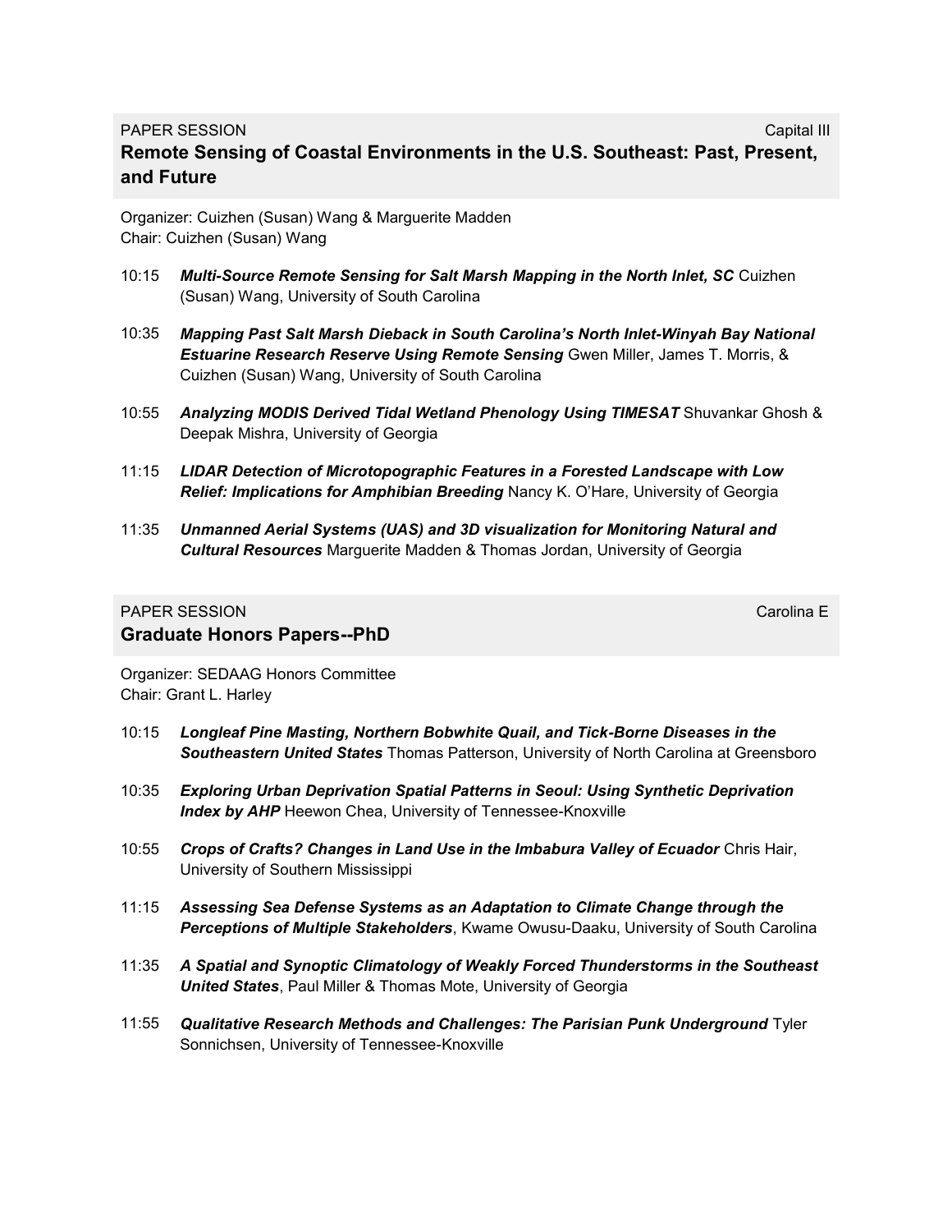PAPER SESSION Capital III

## Remote Sensing of Coastal Environments in the U.S. Southeast: Past, Present, and Future

Organizer: Cuizhen (Susan) Wang & Marguerite Madden
Chair: Cuizhen (Susan) Wang

10:15 ***Multi-Source Remote Sensing for Salt Marsh Mapping in the North Inlet, SC*** Cuizhen (Susan) Wang, University of South Carolina

10:35 ***Mapping Past Salt Marsh Dieback in South Carolina's North Inlet-Winyah Bay National Estuarine Research Reserve Using Remote Sensing*** Gwen Miller, James T. Morris, & Cuizhen (Susan) Wang, University of South Carolina

10:55 ***Analyzing MODIS Derived Tidal Wetland Phenology Using TIMESAT*** Shuvankar Ghosh & Deepak Mishra, University of Georgia

11:15 ***LIDAR Detection of Microtopographic Features in a Forested Landscape with Low Relief: Implications for Amphibian Breeding*** Nancy K. O'Hare, University of Georgia

11:35 ***Unmanned Aerial Systems (UAS) and 3D visualization for Monitoring Natural and Cultural Resources*** Marguerite Madden & Thomas Jordan, University of Georgia

PAPER SESSION Carolina E

## Graduate Honors Papers--PhD

Organizer: SEDAAG Honors Committee
Chair: Grant L. Harley

10:15 ***Longleaf Pine Masting, Northern Bobwhite Quail, and Tick-Borne Diseases in the Southeastern United States*** Thomas Patterson, University of North Carolina at Greensboro

10:35 ***Exploring Urban Deprivation Spatial Patterns in Seoul: Using Synthetic Deprivation Index by AHP*** Heewon Chea, University of Tennessee-Knoxville

10:55 ***Crops of Crafts? Changes in Land Use in the Imbabura Valley of Ecuador*** Chris Hair, University of Southern Mississippi

11:15 ***Assessing Sea Defense Systems as an Adaptation to Climate Change through the Perceptions of Multiple Stakeholders***, Kwame Owusu-Daaku, University of South Carolina

11:35 ***A Spatial and Synoptic Climatology of Weakly Forced Thunderstorms in the Southeast United States***, Paul Miller & Thomas Mote, University of Georgia

11:55 ***Qualitative Research Methods and Challenges: The Parisian Punk Underground*** Tyler Sonnichsen, University of Tennessee-Knoxville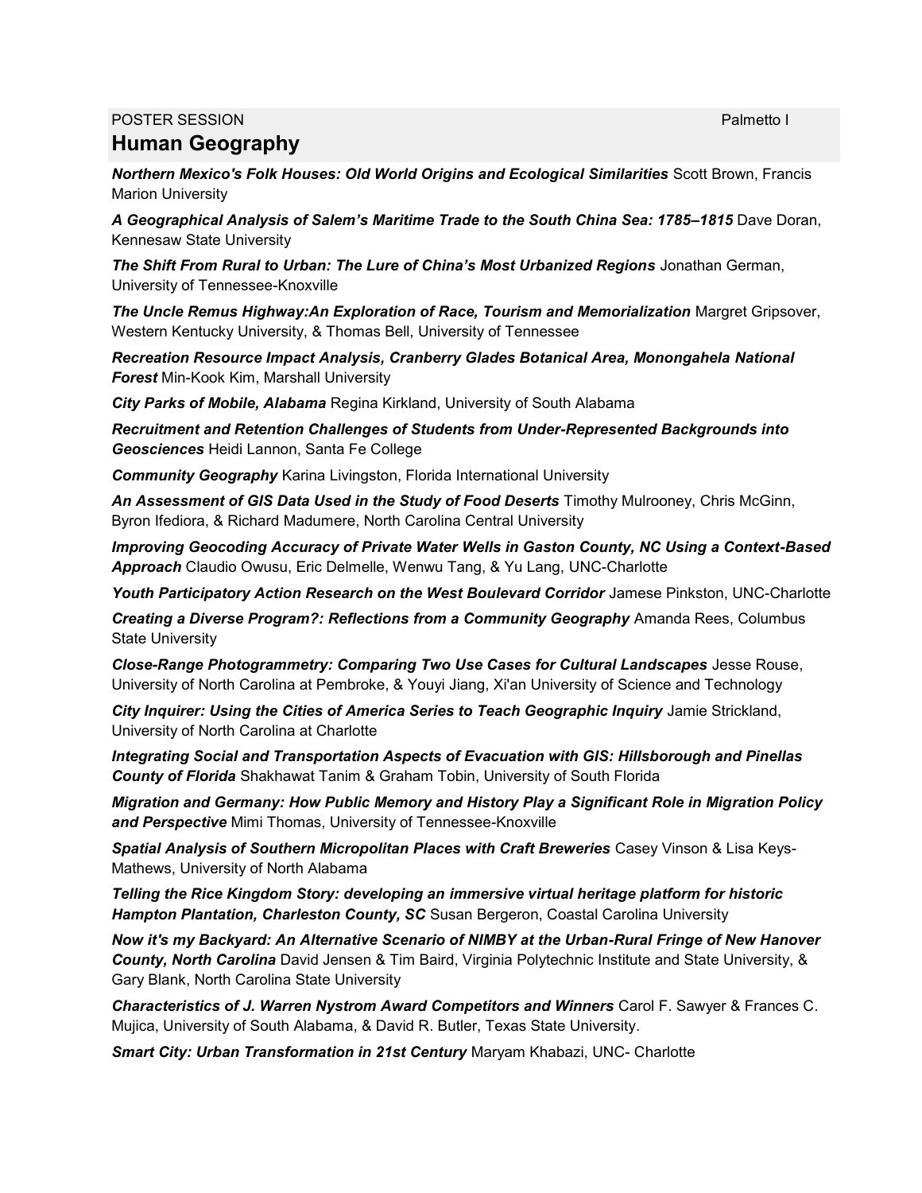POSTER SESSION Palmetto I

## Human Geography

***Northern Mexico's Folk Houses: Old World Origins and Ecological Similarities*** Scott Brown, Francis Marion University

***A Geographical Analysis of Salem's Maritime Trade to the South China Sea: 1785–1815*** Dave Doran, Kennesaw State University

***The Shift From Rural to Urban: The Lure of China's Most Urbanized Regions*** Jonathan German, University of Tennessee-Knoxville

***The Uncle Remus Highway:An Exploration of Race, Tourism and Memorialization*** Margret Gripsover, Western Kentucky University, & Thomas Bell, University of Tennessee

***Recreation Resource Impact Analysis, Cranberry Glades Botanical Area, Monongahela National Forest*** Min-Kook Kim, Marshall University

***City Parks of Mobile, Alabama*** Regina Kirkland, University of South Alabama

***Recruitment and Retention Challenges of Students from Under-Represented Backgrounds into Geosciences*** Heidi Lannon, Santa Fe College

***Community Geography*** Karina Livingston, Florida International University

***An Assessment of GIS Data Used in the Study of Food Deserts*** Timothy Mulrooney, Chris McGinn, Byron Ifediora, & Richard Madumere, North Carolina Central University

***Improving Geocoding Accuracy of Private Water Wells in Gaston County, NC Using a Context-Based Approach*** Claudio Owusu, Eric Delmelle, Wenwu Tang, & Yu Lang, UNC-Charlotte

***Youth Participatory Action Research on the West Boulevard Corridor*** Jamese Pinkston, UNC-Charlotte

***Creating a Diverse Program?: Reflections from a Community Geography*** Amanda Rees, Columbus State University

***Close-Range Photogrammetry: Comparing Two Use Cases for Cultural Landscapes*** Jesse Rouse, University of North Carolina at Pembroke, & Youyi Jiang, Xi'an University of Science and Technology

***City Inquirer: Using the Cities of America Series to Teach Geographic Inquiry*** Jamie Strickland, University of North Carolina at Charlotte

***Integrating Social and Transportation Aspects of Evacuation with GIS: Hillsborough and Pinellas County of Florida*** Shakhawat Tanim & Graham Tobin, University of South Florida

***Migration and Germany: How Public Memory and History Play a Significant Role in Migration Policy and Perspective*** Mimi Thomas, University of Tennessee-Knoxville

***Spatial Analysis of Southern Micropolitan Places with Craft Breweries*** Casey Vinson & Lisa Keys-Mathews, University of North Alabama

***Telling the Rice Kingdom Story: developing an immersive virtual heritage platform for historic Hampton Plantation, Charleston County, SC*** Susan Bergeron, Coastal Carolina University

***Now it's my Backyard: An Alternative Scenario of NIMBY at the Urban-Rural Fringe of New Hanover County, North Carolina*** David Jensen & Tim Baird, Virginia Polytechnic Institute and State University, & Gary Blank, North Carolina State University

***Characteristics of J. Warren Nystrom Award Competitors and Winners*** Carol F. Sawyer & Frances C. Mujica, University of South Alabama, & David R. Butler, Texas State University.

***Smart City: Urban Transformation in 21st Century*** Maryam Khabazi, UNC- Charlotte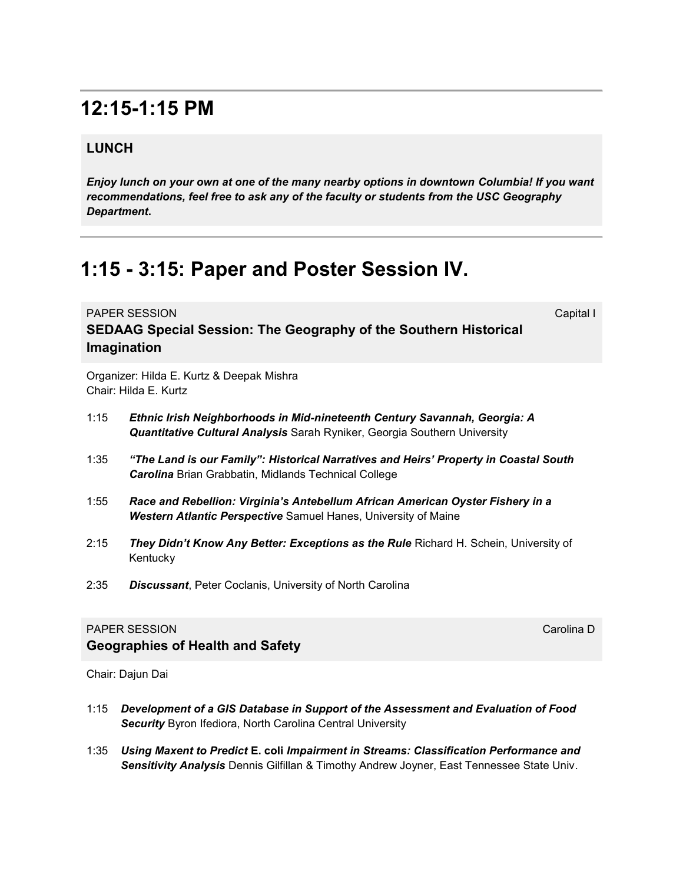## 12:15-1:15 PM

**LUNCH**

***Enjoy lunch on your own at one of the many nearby options in downtown Columbia! If you want recommendations, feel free to ask any of the faculty or students from the USC Geography Department*.**

## 1:15 - 3:15: Paper and Poster Session IV.

PAPER SESSION — Capital I

**SEDAAG Special Session: The Geography of the Southern Historical Imagination**

Organizer: Hilda E. Kurtz & Deepak Mishra
Chair: Hilda E. Kurtz

1:15 ***Ethnic Irish Neighborhoods in Mid-nineteenth Century Savannah, Georgia: A Quantitative Cultural Analysis*** Sarah Ryniker, Georgia Southern University

1:35 ***"The Land is our Family": Historical Narratives and Heirs' Property in Coastal South Carolina*** Brian Grabbatin, Midlands Technical College

1:55 ***Race and Rebellion: Virginia's Antebellum African American Oyster Fishery in a Western Atlantic Perspective*** Samuel Hanes, University of Maine

2:15 ***They Didn't Know Any Better: Exceptions as the Rule*** Richard H. Schein, University of Kentucky

2:35 ***Discussant***, Peter Coclanis, University of North Carolina

PAPER SESSION — Carolina D

**Geographies of Health and Safety**

Chair: Dajun Dai

1:15 ***Development of a GIS Database in Support of the Assessment and Evaluation of Food Security*** Byron Ifediora, North Carolina Central University

1:35 ***Using Maxent to Predict* E. coli *Impairment in Streams: Classification Performance and Sensitivity Analysis*** Dennis Gilfillan & Timothy Andrew Joyner, East Tennessee State Univ.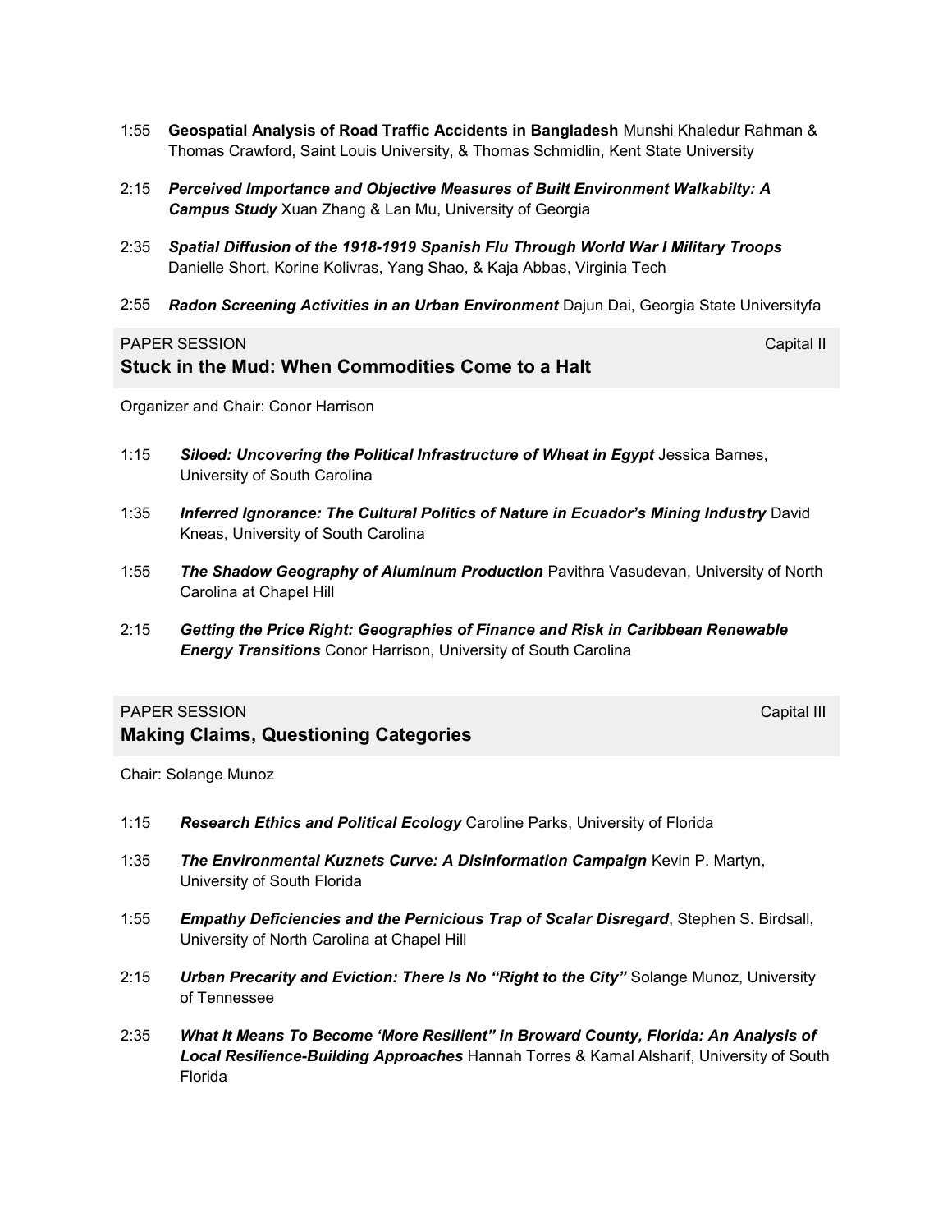- 1:55 **Geospatial Analysis of Road Traffic Accidents in Bangladesh** Munshi Khaledur Rahman & Thomas Crawford, Saint Louis University, & Thomas Schmidlin, Kent State University
- 2:15 ***Perceived Importance and Objective Measures of Built Environment Walkabilty: A Campus Study*** Xuan Zhang & Lan Mu, University of Georgia
- 2:35 ***Spatial Diffusion of the 1918-1919 Spanish Flu Through World War I Military Troops*** Danielle Short, Korine Kolivras, Yang Shao, & Kaja Abbas, Virginia Tech
- 2:55 ***Radon Screening Activities in an Urban Environment*** Dajun Dai, Georgia State Universityfa

PAPER SESSION — Capital II

## Stuck in the Mud: When Commodities Come to a Halt

Organizer and Chair: Conor Harrison

- 1:15 ***Siloed: Uncovering the Political Infrastructure of Wheat in Egypt*** Jessica Barnes, University of South Carolina
- 1:35 ***Inferred Ignorance: The Cultural Politics of Nature in Ecuador's Mining Industry*** David Kneas, University of South Carolina
- 1:55 ***The Shadow Geography of Aluminum Production*** Pavithra Vasudevan, University of North Carolina at Chapel Hill
- 2:15 ***Getting the Price Right: Geographies of Finance and Risk in Caribbean Renewable Energy Transitions*** Conor Harrison, University of South Carolina

PAPER SESSION — Capital III

## Making Claims, Questioning Categories

Chair: Solange Munoz

- 1:15 ***Research Ethics and Political Ecology*** Caroline Parks, University of Florida
- 1:35 ***The Environmental Kuznets Curve: A Disinformation Campaign*** Kevin P. Martyn, University of South Florida
- 1:55 ***Empathy Deficiencies and the Pernicious Trap of Scalar Disregard***, Stephen S. Birdsall, University of North Carolina at Chapel Hill
- 2:15 ***Urban Precarity and Eviction: There Is No "Right to the City"*** Solange Munoz, University of Tennessee
- 2:35 ***What It Means To Become 'More Resilient" in Broward County, Florida: An Analysis of Local Resilience-Building Approaches*** Hannah Torres & Kamal Alsharif, University of South Florida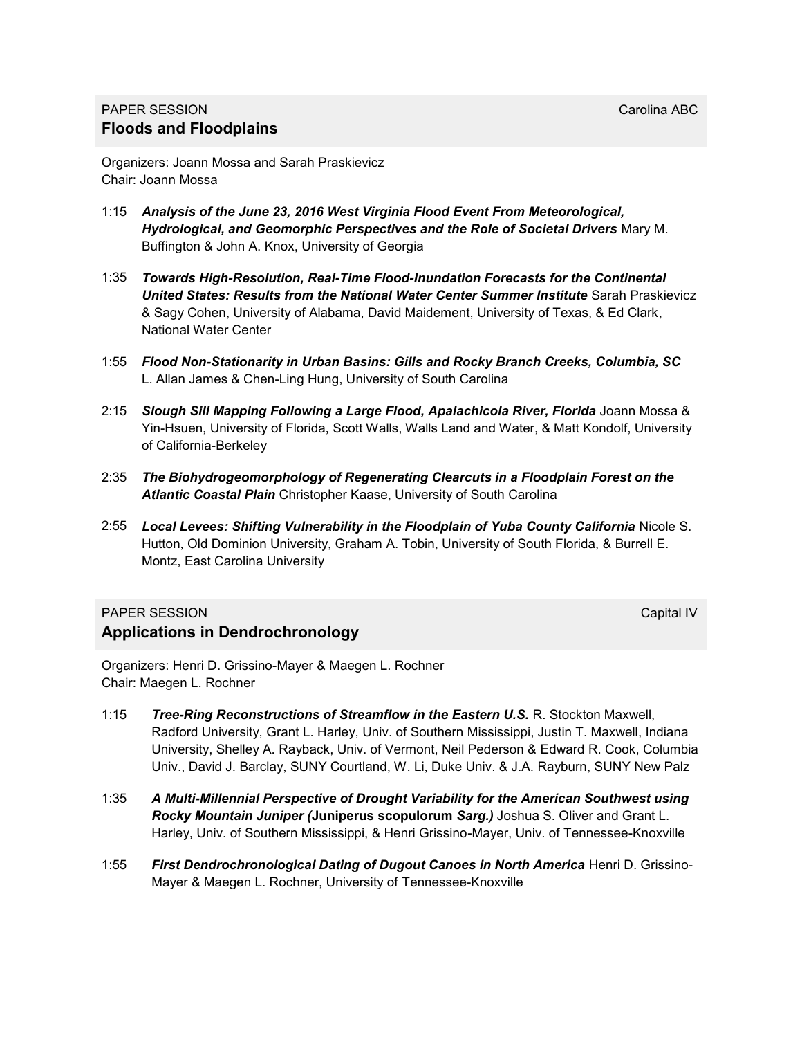PAPER SESSION Carolina ABC

## Floods and Floodplains

Organizers: Joann Mossa and Sarah Praskievicz
Chair: Joann Mossa

- 1:15 ***Analysis of the June 23, 2016 West Virginia Flood Event From Meteorological, Hydrological, and Geomorphic Perspectives and the Role of Societal Drivers*** Mary M. Buffington & John A. Knox, University of Georgia

- 1:35 ***Towards High-Resolution, Real-Time Flood-Inundation Forecasts for the Continental United States: Results from the National Water Center Summer Institute*** Sarah Praskievicz & Sagy Cohen, University of Alabama, David Maidement, University of Texas, & Ed Clark, National Water Center

- 1:55 ***Flood Non-Stationarity in Urban Basins: Gills and Rocky Branch Creeks, Columbia, SC*** L. Allan James & Chen-Ling Hung, University of South Carolina

- 2:15 ***Slough Sill Mapping Following a Large Flood, Apalachicola River, Florida*** Joann Mossa & Yin-Hsuen, University of Florida, Scott Walls, Walls Land and Water, & Matt Kondolf, University of California-Berkeley

- 2:35 ***The Biohydrogeomorphology of Regenerating Clearcuts in a Floodplain Forest on the Atlantic Coastal Plain*** Christopher Kaase, University of South Carolina

- 2:55 ***Local Levees: Shifting Vulnerability in the Floodplain of Yuba County California*** Nicole S. Hutton, Old Dominion University, Graham A. Tobin, University of South Florida, & Burrell E. Montz, East Carolina University

PAPER SESSION Capital IV

## Applications in Dendrochronology

Organizers: Henri D. Grissino-Mayer & Maegen L. Rochner
Chair: Maegen L. Rochner

- 1:15 ***Tree-Ring Reconstructions of Streamflow in the Eastern U.S.*** R. Stockton Maxwell, Radford University, Grant L. Harley, Univ. of Southern Mississippi, Justin T. Maxwell, Indiana University, Shelley A. Rayback, Univ. of Vermont, Neil Pederson & Edward R. Cook, Columbia Univ., David J. Barclay, SUNY Courtland, W. Li, Duke Univ. & J.A. Rayburn, SUNY New Palz

- 1:35 ***A Multi-Millennial Perspective of Drought Variability for the American Southwest using Rocky Mountain Juniper (*Juniperus scopulorum** *Sarg.)*** Joshua S. Oliver and Grant L. Harley, Univ. of Southern Mississippi, & Henri Grissino-Mayer, Univ. of Tennessee-Knoxville

- 1:55 ***First Dendrochronological Dating of Dugout Canoes in North America*** Henri D. Grissino-Mayer & Maegen L. Rochner, University of Tennessee-Knoxville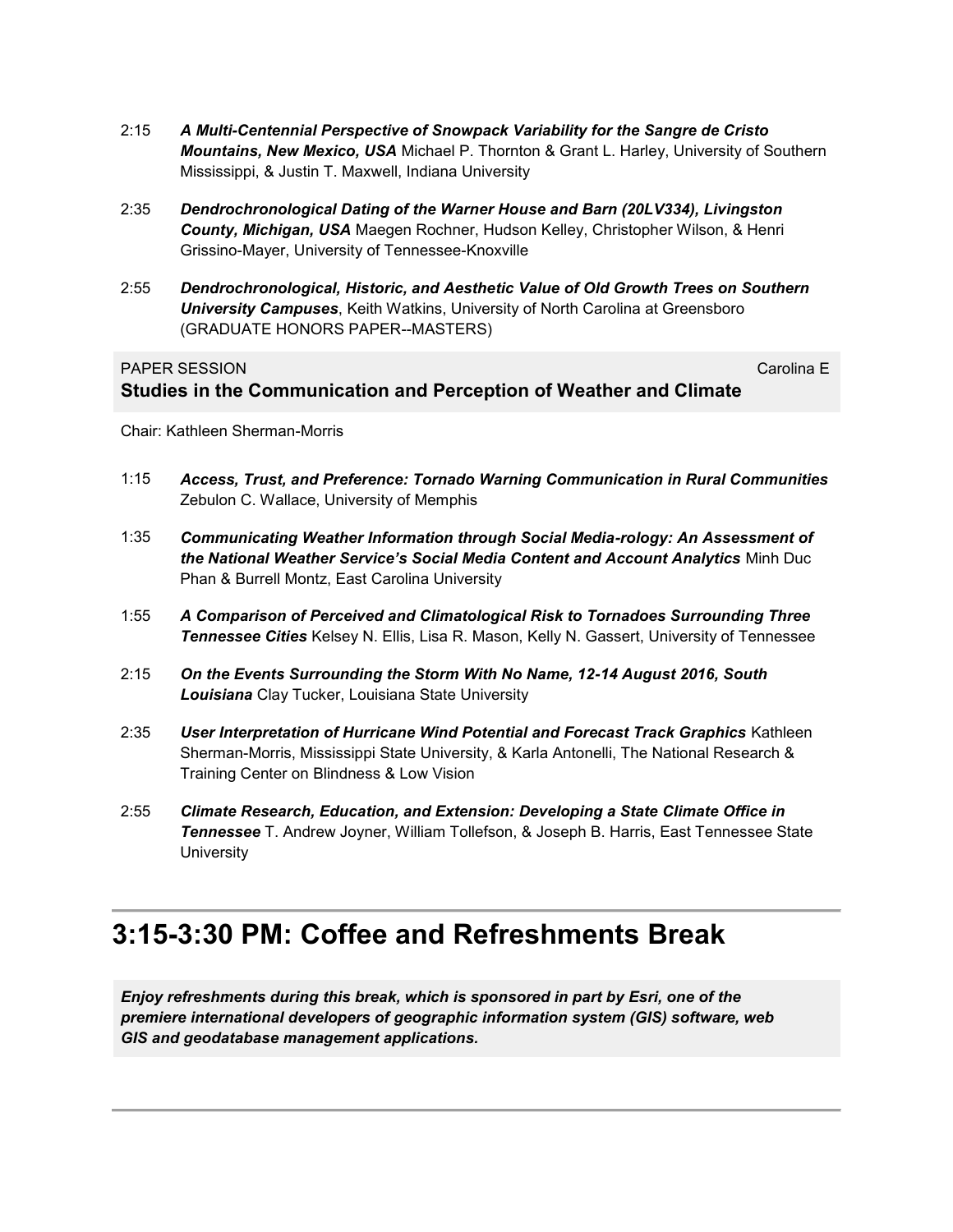- 2:15 ***A Multi-Centennial Perspective of Snowpack Variability for the Sangre de Cristo Mountains, New Mexico, USA*** Michael P. Thornton & Grant L. Harley, University of Southern Mississippi, & Justin T. Maxwell, Indiana University
- 2:35 ***Dendrochronological Dating of the Warner House and Barn (20LV334), Livingston County, Michigan, USA*** Maegen Rochner, Hudson Kelley, Christopher Wilson, & Henri Grissino-Mayer, University of Tennessee-Knoxville
- 2:55 ***Dendrochronological, Historic, and Aesthetic Value of Old Growth Trees on Southern University Campuses***, Keith Watkins, University of North Carolina at Greensboro (GRADUATE HONORS PAPER--MASTERS)

PAPER SESSION Carolina E

**Studies in the Communication and Perception of Weather and Climate**

Chair: Kathleen Sherman-Morris

- 1:15 ***Access, Trust, and Preference: Tornado Warning Communication in Rural Communities*** Zebulon C. Wallace, University of Memphis
- 1:35 ***Communicating Weather Information through Social Media-rology: An Assessment of the National Weather Service's Social Media Content and Account Analytics*** Minh Duc Phan & Burrell Montz, East Carolina University
- 1:55 ***A Comparison of Perceived and Climatological Risk to Tornadoes Surrounding Three Tennessee Cities*** Kelsey N. Ellis, Lisa R. Mason, Kelly N. Gassert, University of Tennessee
- 2:15 ***On the Events Surrounding the Storm With No Name, 12-14 August 2016, South Louisiana*** Clay Tucker, Louisiana State University
- 2:35 ***User Interpretation of Hurricane Wind Potential and Forecast Track Graphics*** Kathleen Sherman-Morris, Mississippi State University, & Karla Antonelli, The National Research & Training Center on Blindness & Low Vision
- 2:55 ***Climate Research, Education, and Extension: Developing a State Climate Office in Tennessee*** T. Andrew Joyner, William Tollefson, & Joseph B. Harris, East Tennessee State University

## 3:15-3:30 PM: Coffee and Refreshments Break

***Enjoy refreshments during this break, which is sponsored in part by Esri, one of the premiere international developers of geographic information system (GIS) software, web GIS and geodatabase management applications.***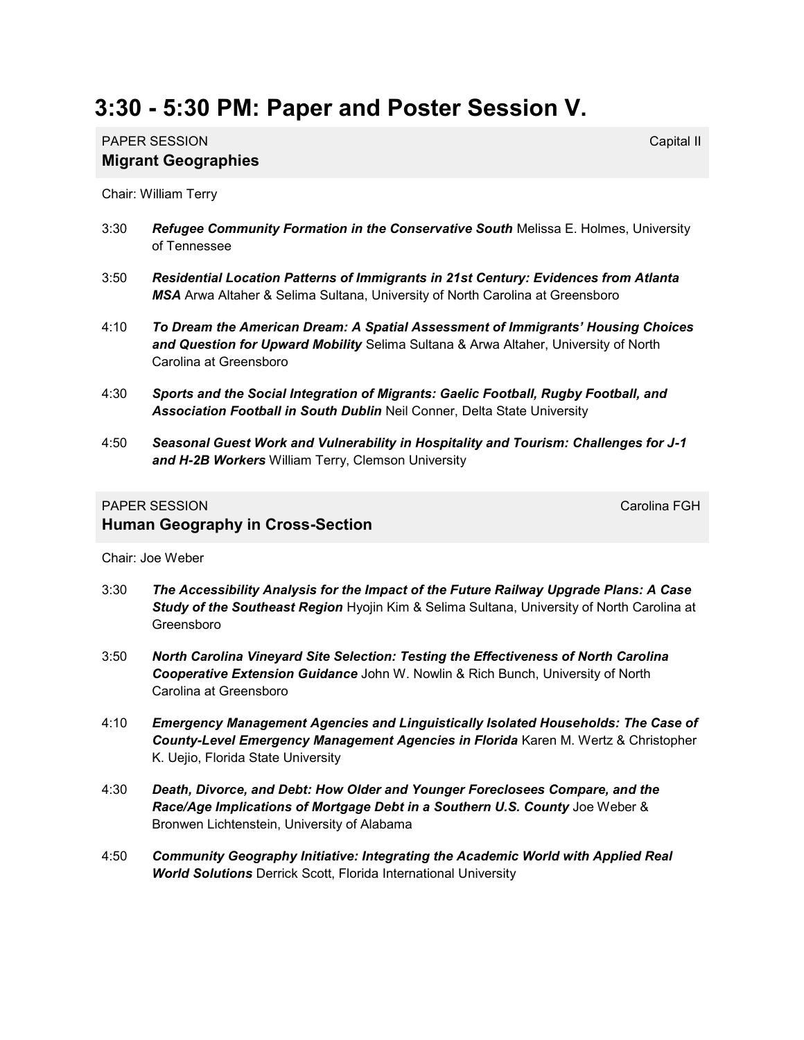# 3:30 - 5:30 PM: Paper and Poster Session V.

PAPER SESSION Capital II

## Migrant Geographies

Chair: William Terry

- 3:30 ***Refugee Community Formation in the Conservative South*** Melissa E. Holmes, University of Tennessee
- 3:50 ***Residential Location Patterns of Immigrants in 21st Century: Evidences from Atlanta MSA*** Arwa Altaher & Selima Sultana, University of North Carolina at Greensboro
- 4:10 ***To Dream the American Dream: A Spatial Assessment of Immigrants' Housing Choices and Question for Upward Mobility*** Selima Sultana & Arwa Altaher, University of North Carolina at Greensboro
- 4:30 ***Sports and the Social Integration of Migrants: Gaelic Football, Rugby Football, and Association Football in South Dublin*** Neil Conner, Delta State University
- 4:50 ***Seasonal Guest Work and Vulnerability in Hospitality and Tourism: Challenges for J-1 and H-2B Workers*** William Terry, Clemson University

PAPER SESSION Carolina FGH

## Human Geography in Cross-Section

Chair: Joe Weber

- 3:30 ***The Accessibility Analysis for the Impact of the Future Railway Upgrade Plans: A Case Study of the Southeast Region*** Hyojin Kim & Selima Sultana, University of North Carolina at Greensboro
- 3:50 ***North Carolina Vineyard Site Selection: Testing the Effectiveness of North Carolina Cooperative Extension Guidance*** John W. Nowlin & Rich Bunch, University of North Carolina at Greensboro
- 4:10 ***Emergency Management Agencies and Linguistically Isolated Households: The Case of County-Level Emergency Management Agencies in Florida*** Karen M. Wertz & Christopher K. Uejio, Florida State University
- 4:30 ***Death, Divorce, and Debt: How Older and Younger Foreclosees Compare, and the Race/Age Implications of Mortgage Debt in a Southern U.S. County*** Joe Weber & Bronwen Lichtenstein, University of Alabama
- 4:50 ***Community Geography Initiative: Integrating the Academic World with Applied Real World Solutions*** Derrick Scott, Florida International University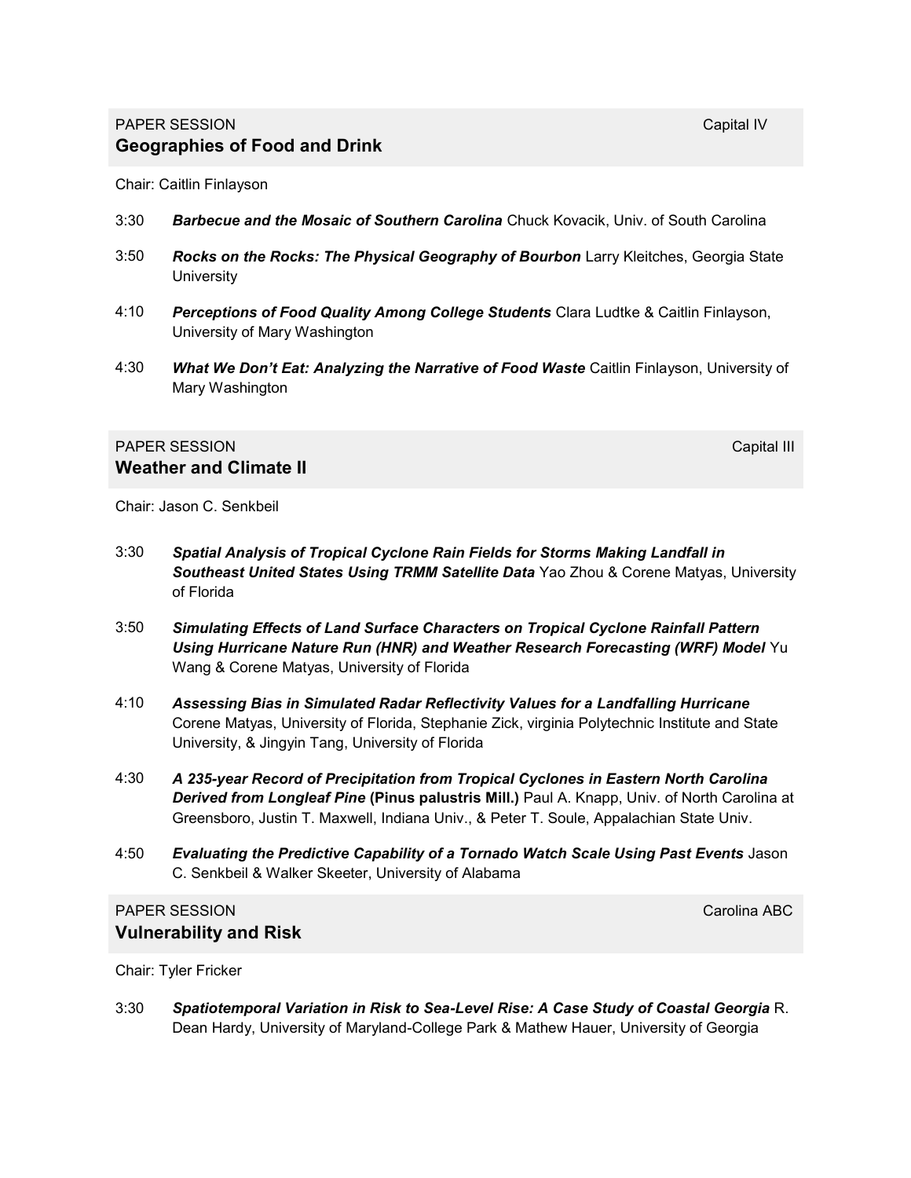PAPER SESSION Capital IV

## Geographies of Food and Drink

Chair: Caitlin Finlayson

3:30 ***Barbecue and the Mosaic of Southern Carolina*** Chuck Kovacik, Univ. of South Carolina

3:50 ***Rocks on the Rocks: The Physical Geography of Bourbon*** Larry Kleitches, Georgia State University

4:10 ***Perceptions of Food Quality Among College Students*** Clara Ludtke & Caitlin Finlayson, University of Mary Washington

4:30 ***What We Don't Eat: Analyzing the Narrative of Food Waste*** Caitlin Finlayson, University of Mary Washington

PAPER SESSION Capital III

## Weather and Climate II

Chair: Jason C. Senkbeil

3:30 ***Spatial Analysis of Tropical Cyclone Rain Fields for Storms Making Landfall in Southeast United States Using TRMM Satellite Data*** Yao Zhou & Corene Matyas, University of Florida

3:50 ***Simulating Effects of Land Surface Characters on Tropical Cyclone Rainfall Pattern Using Hurricane Nature Run (HNR) and Weather Research Forecasting (WRF) Model*** Yu Wang & Corene Matyas, University of Florida

4:10 ***Assessing Bias in Simulated Radar Reflectivity Values for a Landfalling Hurricane*** Corene Matyas, University of Florida, Stephanie Zick, virginia Polytechnic Institute and State University, & Jingyin Tang, University of Florida

4:30 ***A 235-year Record of Precipitation from Tropical Cyclones in Eastern North Carolina Derived from Longleaf Pine* (Pinus palustris Mill.)** Paul A. Knapp, Univ. of North Carolina at Greensboro, Justin T. Maxwell, Indiana Univ., & Peter T. Soule, Appalachian State Univ.

4:50 ***Evaluating the Predictive Capability of a Tornado Watch Scale Using Past Events*** Jason C. Senkbeil & Walker Skeeter, University of Alabama

PAPER SESSION Carolina ABC

## Vulnerability and Risk

Chair: Tyler Fricker

3:30 ***Spatiotemporal Variation in Risk to Sea-Level Rise: A Case Study of Coastal Georgia*** R. Dean Hardy, University of Maryland-College Park & Mathew Hauer, University of Georgia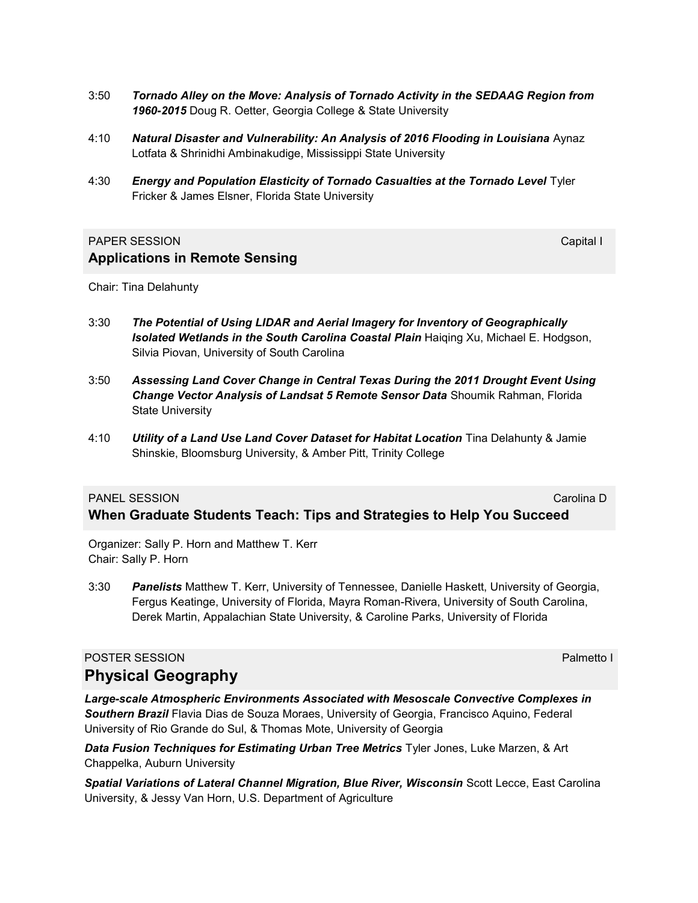3:50 ***Tornado Alley on the Move: Analysis of Tornado Activity in the SEDAAG Region from 1960-2015*** Doug R. Oetter, Georgia College & State University

4:10 ***Natural Disaster and Vulnerability: An Analysis of 2016 Flooding in Louisiana*** Aynaz Lotfata & Shrinidhi Ambinakudige, Mississippi State University

4:30 ***Energy and Population Elasticity of Tornado Casualties at the Tornado Level*** Tyler Fricker & James Elsner, Florida State University

PAPER SESSION — Capital I

## Applications in Remote Sensing

Chair: Tina Delahunty

3:30 ***The Potential of Using LIDAR and Aerial Imagery for Inventory of Geographically Isolated Wetlands in the South Carolina Coastal Plain*** Haiqing Xu, Michael E. Hodgson, Silvia Piovan, University of South Carolina

3:50 ***Assessing Land Cover Change in Central Texas During the 2011 Drought Event Using Change Vector Analysis of Landsat 5 Remote Sensor Data*** Shoumik Rahman, Florida State University

4:10 ***Utility of a Land Use Land Cover Dataset for Habitat Location*** Tina Delahunty & Jamie Shinskie, Bloomsburg University, & Amber Pitt, Trinity College

PANEL SESSION — Carolina D

## When Graduate Students Teach: Tips and Strategies to Help You Succeed

Organizer: Sally P. Horn and Matthew T. Kerr
Chair: Sally P. Horn

3:30 ***Panelists*** Matthew T. Kerr, University of Tennessee, Danielle Haskett, University of Georgia, Fergus Keatinge, University of Florida, Mayra Roman-Rivera, University of South Carolina, Derek Martin, Appalachian State University, & Caroline Parks, University of Florida

POSTER SESSION — Palmetto I

## Physical Geography

***Large-scale Atmospheric Environments Associated with Mesoscale Convective Complexes in Southern Brazil*** Flavia Dias de Souza Moraes, University of Georgia, Francisco Aquino, Federal University of Rio Grande do Sul, & Thomas Mote, University of Georgia

***Data Fusion Techniques for Estimating Urban Tree Metrics*** Tyler Jones, Luke Marzen, & Art Chappelka, Auburn University

***Spatial Variations of Lateral Channel Migration, Blue River, Wisconsin*** Scott Lecce, East Carolina University, & Jessy Van Horn, U.S. Department of Agriculture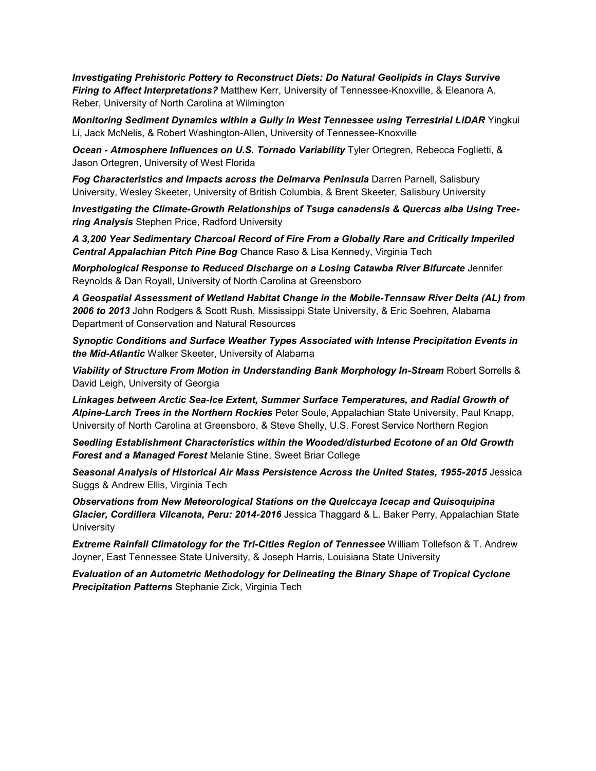***Investigating Prehistoric Pottery to Reconstruct Diets: Do Natural Geolipids in Clays Survive Firing to Affect Interpretations?*** Matthew Kerr, University of Tennessee-Knoxville, & Eleanora A. Reber, University of North Carolina at Wilmington

***Monitoring Sediment Dynamics within a Gully in West Tennessee using Terrestrial LiDAR*** Yingkui Li, Jack McNelis, & Robert Washington-Allen, University of Tennessee-Knoxville

***Ocean - Atmosphere Influences on U.S. Tornado Variability*** Tyler Ortegren, Rebecca Foglietti, & Jason Ortegren, University of West Florida

***Fog Characteristics and Impacts across the Delmarva Peninsula*** Darren Parnell, Salisbury University, Wesley Skeeter, University of British Columbia, & Brent Skeeter, Salisbury University

***Investigating the Climate-Growth Relationships of Tsuga canadensis & Quercas alba Using Tree-ring Analysis*** Stephen Price, Radford University

***A 3,200 Year Sedimentary Charcoal Record of Fire From a Globally Rare and Critically Imperiled Central Appalachian Pitch Pine Bog*** Chance Raso & Lisa Kennedy, Virginia Tech

***Morphological Response to Reduced Discharge on a Losing Catawba River Bifurcate*** Jennifer Reynolds & Dan Royall, University of North Carolina at Greensboro

***A Geospatial Assessment of Wetland Habitat Change in the Mobile-Tennsaw River Delta (AL) from 2006 to 2013*** John Rodgers & Scott Rush, Mississippi State University, & Eric Soehren, Alabama Department of Conservation and Natural Resources

***Synoptic Conditions and Surface Weather Types Associated with Intense Precipitation Events in the Mid-Atlantic*** Walker Skeeter, University of Alabama

***Viability of Structure From Motion in Understanding Bank Morphology In-Stream*** Robert Sorrells & David Leigh, University of Georgia

***Linkages between Arctic Sea-Ice Extent, Summer Surface Temperatures, and Radial Growth of Alpine-Larch Trees in the Northern Rockies*** Peter Soule, Appalachian State University, Paul Knapp, University of North Carolina at Greensboro, & Steve Shelly, U.S. Forest Service Northern Region

***Seedling Establishment Characteristics within the Wooded/disturbed Ecotone of an Old Growth Forest and a Managed Forest*** Melanie Stine, Sweet Briar College

***Seasonal Analysis of Historical Air Mass Persistence Across the United States, 1955-2015*** Jessica Suggs & Andrew Ellis, Virginia Tech

***Observations from New Meteorological Stations on the Quelccaya Icecap and Quisoquipina Glacier, Cordillera Vilcanota, Peru: 2014-2016*** Jessica Thaggard & L. Baker Perry, Appalachian State University

***Extreme Rainfall Climatology for the Tri-Cities Region of Tennessee*** William Tollefson & T. Andrew Joyner, East Tennessee State University, & Joseph Harris, Louisiana State University

***Evaluation of an Autometric Methodology for Delineating the Binary Shape of Tropical Cyclone Precipitation Patterns*** Stephanie Zick, Virginia Tech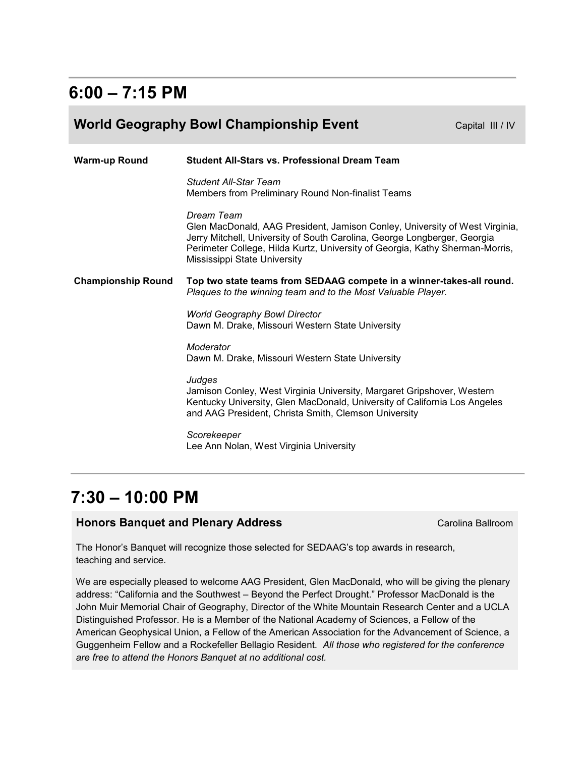## 6:00 – 7:15 PM

### World Geography Bowl Championship Event

Capital III / IV

**Warm-up Round**

**Student All-Stars vs. Professional Dream Team**

*Student All-Star Team*
Members from Preliminary Round Non-finalist Teams

*Dream Team*
Glen MacDonald, AAG President, Jamison Conley, University of West Virginia, Jerry Mitchell, University of South Carolina, George Longberger, Georgia Perimeter College, Hilda Kurtz, University of Georgia, Kathy Sherman-Morris, Mississippi State University

**Championship Round**

**Top two state teams from SEDAAG compete in a winner-takes-all round.**
*Plaques to the winning team and to the Most Valuable Player.*

*World Geography Bowl Director*
Dawn M. Drake, Missouri Western State University

*Moderator*
Dawn M. Drake, Missouri Western State University

*Judges*
Jamison Conley, West Virginia University, Margaret Gripshover, Western Kentucky University, Glen MacDonald, University of California Los Angeles and AAG President, Christa Smith, Clemson University

*Scorekeeper*
Lee Ann Nolan, West Virginia University

## 7:30 – 10:00 PM

### Honors Banquet and Plenary Address

Carolina Ballroom

The Honor's Banquet will recognize those selected for SEDAAG's top awards in research, teaching and service.

We are especially pleased to welcome AAG President, Glen MacDonald, who will be giving the plenary address: "California and the Southwest – Beyond the Perfect Drought." Professor MacDonald is the John Muir Memorial Chair of Geography, Director of the White Mountain Research Center and a UCLA Distinguished Professor. He is a Member of the National Academy of Sciences, a Fellow of the American Geophysical Union, a Fellow of the American Association for the Advancement of Science, a Guggenheim Fellow and a Rockefeller Bellagio Resident. *All those who registered for the conference are free to attend the Honors Banquet at no additional cost.*